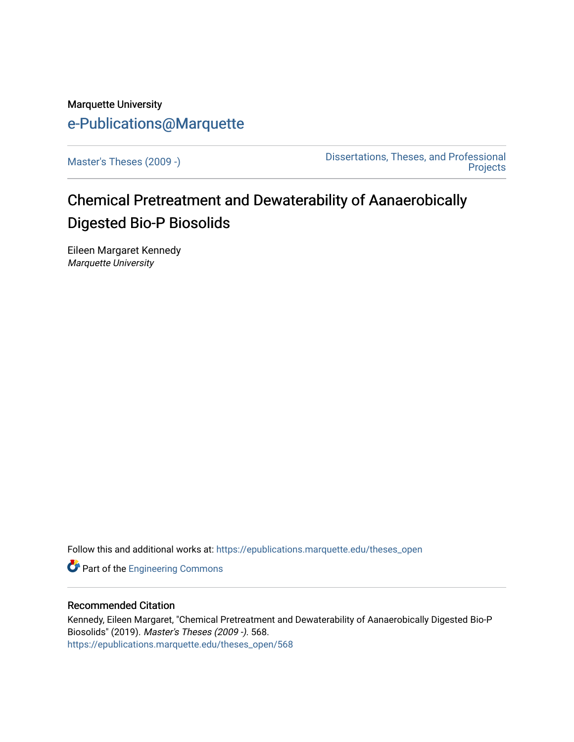Marquette University

# e-Publications@Marquette

Master's Theses (2009 -)

Dissertations, Theses, and Professional Projects

# Chemical Pretreatment and Dewaterability of Aanaerobically Digested Bio-P Biosolids

Eileen Margaret Kennedy
*Marquette University*

Follow this and additional works at: https://epublications.marquette.edu/theses_open

Part of the Engineering Commons

### Recommended Citation

Kennedy, Eileen Margaret, "Chemical Pretreatment and Dewaterability of Aanaerobically Digested Bio-P Biosolids" (2019). *Master's Theses (2009 -)*. 568.
https://epublications.marquette.edu/theses_open/568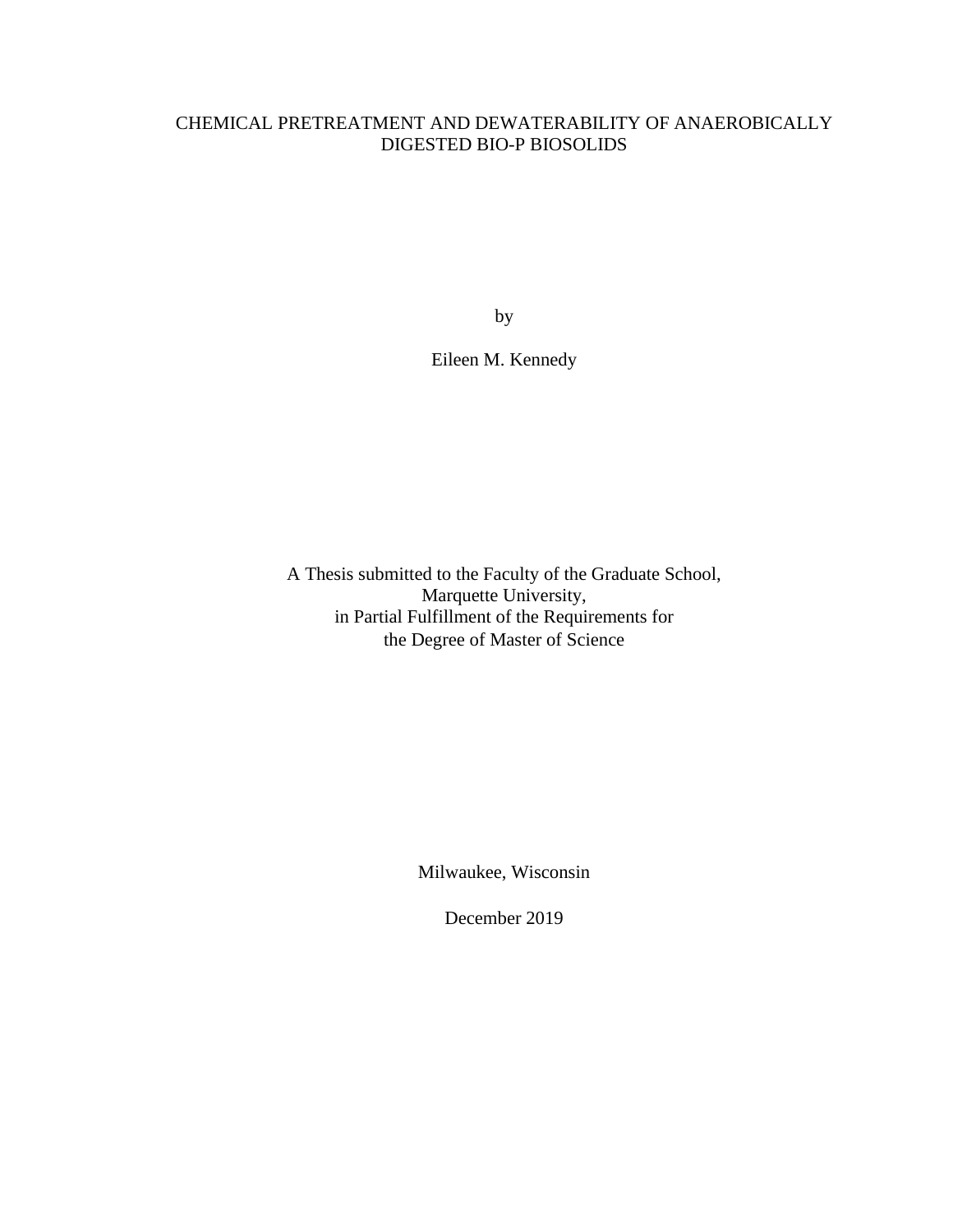# CHEMICAL PRETREATMENT AND DEWATERABILITY OF ANAEROBICALLY DIGESTED BIO-P BIOSOLIDS

by

Eileen M. Kennedy

A Thesis submitted to the Faculty of the Graduate School,
Marquette University,
in Partial Fulfillment of the Requirements for
the Degree of Master of Science

Milwaukee, Wisconsin

December 2019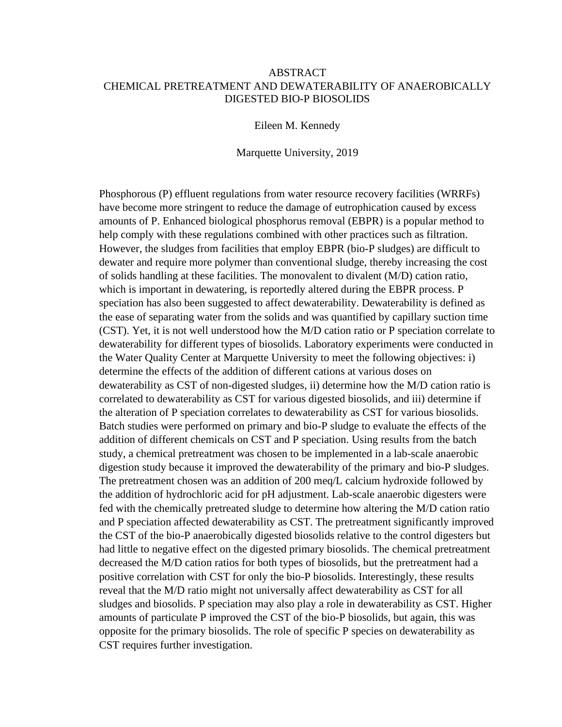# ABSTRACT

# CHEMICAL PRETREATMENT AND DEWATERABILITY OF ANAEROBICALLY DIGESTED BIO-P BIOSOLIDS

Eileen M. Kennedy

Marquette University, 2019

Phosphorous (P) effluent regulations from water resource recovery facilities (WRRFs) have become more stringent to reduce the damage of eutrophication caused by excess amounts of P. Enhanced biological phosphorus removal (EBPR) is a popular method to help comply with these regulations combined with other practices such as filtration. However, the sludges from facilities that employ EBPR (bio-P sludges) are difficult to dewater and require more polymer than conventional sludge, thereby increasing the cost of solids handling at these facilities. The monovalent to divalent (M/D) cation ratio, which is important in dewatering, is reportedly altered during the EBPR process. P speciation has also been suggested to affect dewaterability. Dewaterability is defined as the ease of separating water from the solids and was quantified by capillary suction time (CST). Yet, it is not well understood how the M/D cation ratio or P speciation correlate to dewaterability for different types of biosolids. Laboratory experiments were conducted in the Water Quality Center at Marquette University to meet the following objectives: i) determine the effects of the addition of different cations at various doses on dewaterability as CST of non-digested sludges, ii) determine how the M/D cation ratio is correlated to dewaterability as CST for various digested biosolids, and iii) determine if the alteration of P speciation correlates to dewaterability as CST for various biosolids. Batch studies were performed on primary and bio-P sludge to evaluate the effects of the addition of different chemicals on CST and P speciation. Using results from the batch study, a chemical pretreatment was chosen to be implemented in a lab-scale anaerobic digestion study because it improved the dewaterability of the primary and bio-P sludges. The pretreatment chosen was an addition of 200 meq/L calcium hydroxide followed by the addition of hydrochloric acid for pH adjustment. Lab-scale anaerobic digesters were fed with the chemically pretreated sludge to determine how altering the M/D cation ratio and P speciation affected dewaterability as CST. The pretreatment significantly improved the CST of the bio-P anaerobically digested biosolids relative to the control digesters but had little to negative effect on the digested primary biosolids. The chemical pretreatment decreased the M/D cation ratios for both types of biosolids, but the pretreatment had a positive correlation with CST for only the bio-P biosolids. Interestingly, these results reveal that the M/D ratio might not universally affect dewaterability as CST for all sludges and biosolids. P speciation may also play a role in dewaterability as CST. Higher amounts of particulate P improved the CST of the bio-P biosolids, but again, this was opposite for the primary biosolids. The role of specific P species on dewaterability as CST requires further investigation.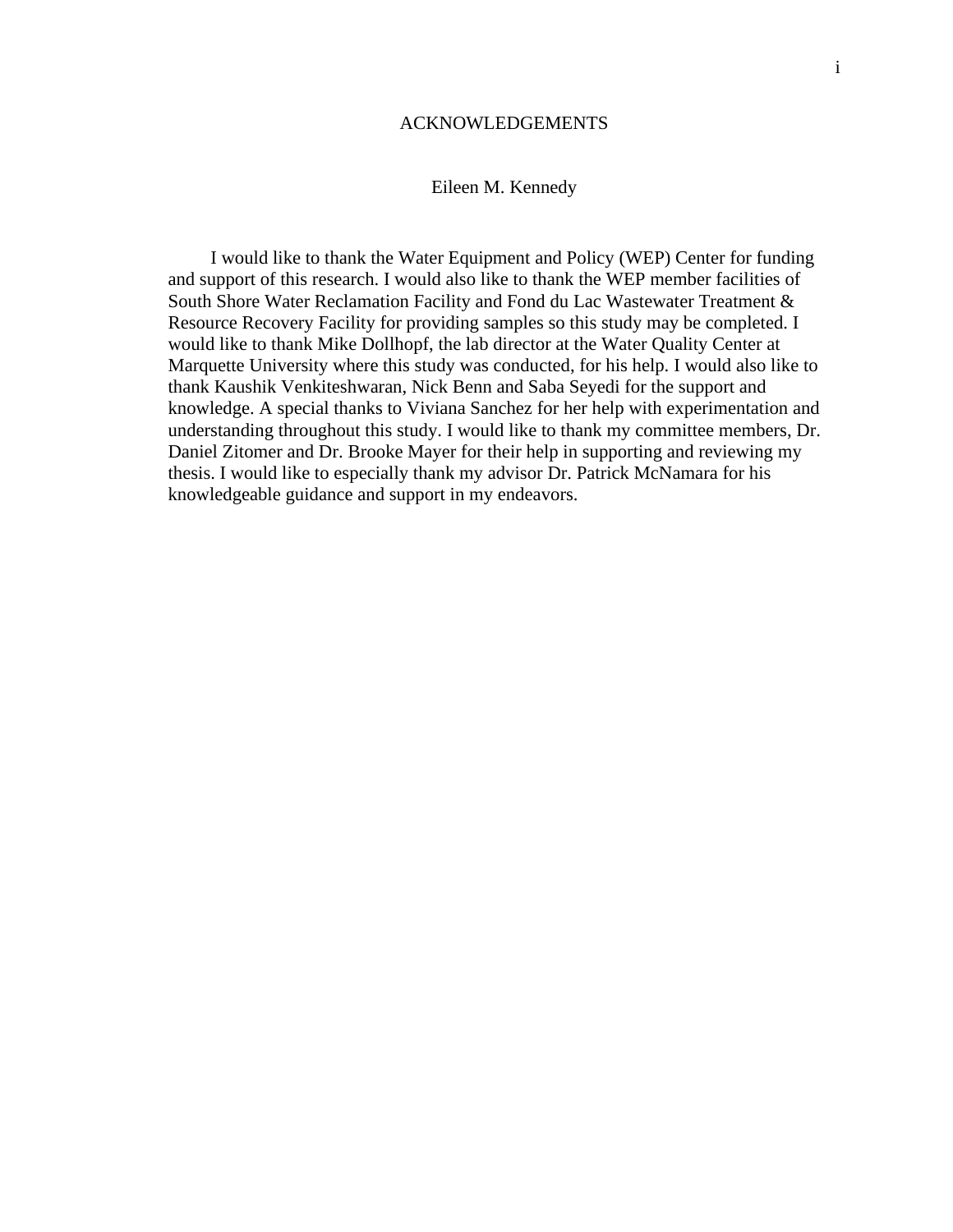# ACKNOWLEDGEMENTS

Eileen M. Kennedy

I would like to thank the Water Equipment and Policy (WEP) Center for funding and support of this research. I would also like to thank the WEP member facilities of South Shore Water Reclamation Facility and Fond du Lac Wastewater Treatment & Resource Recovery Facility for providing samples so this study may be completed. I would like to thank Mike Dollhopf, the lab director at the Water Quality Center at Marquette University where this study was conducted, for his help. I would also like to thank Kaushik Venkiteshwaran, Nick Benn and Saba Seyedi for the support and knowledge. A special thanks to Viviana Sanchez for her help with experimentation and understanding throughout this study. I would like to thank my committee members, Dr. Daniel Zitomer and Dr. Brooke Mayer for their help in supporting and reviewing my thesis. I would like to especially thank my advisor Dr. Patrick McNamara for his knowledgeable guidance and support in my endeavors.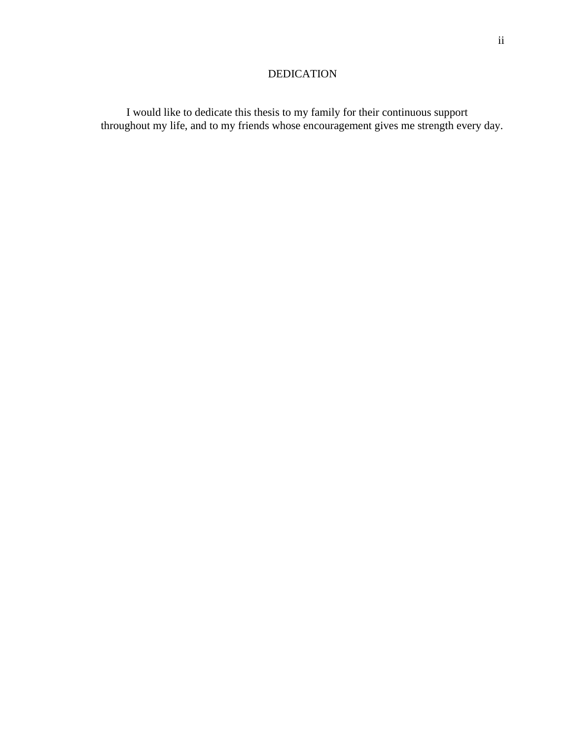# DEDICATION

I would like to dedicate this thesis to my family for their continuous support throughout my life, and to my friends whose encouragement gives me strength every day.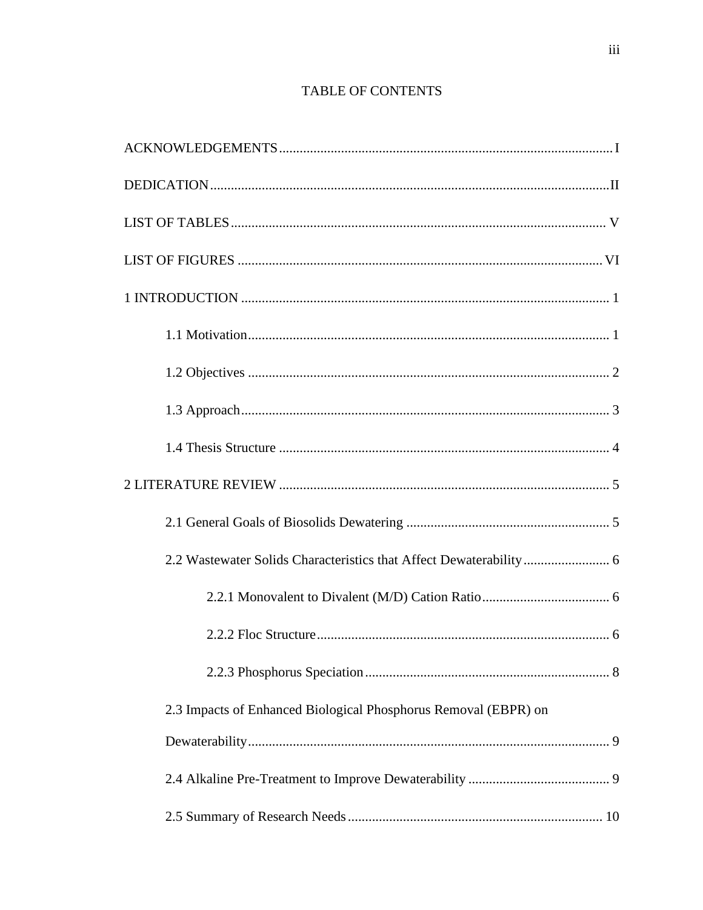# TABLE OF CONTENTS

ACKNOWLEDGEMENTS ..................................................................................... I

DEDICATION ................................................................................................ II

LIST OF TABLES ........................................................................................... V

LIST OF FIGURES ......................................................................................... VI

1 INTRODUCTION .......................................................................................... 1

- 1.1 Motivation .............................................................................................. 1
- 1.2 Objectives .............................................................................................. 2
- 1.3 Approach ................................................................................................ 3
- 1.4 Thesis Structure ...................................................................................... 4

2 LITERATURE REVIEW .................................................................................. 5

- 2.1 General Goals of Biosolids Dewatering .................................................... 5
- 2.2 Wastewater Solids Characteristics that Affect Dewaterability ..................... 6
  - 2.2.1 Monovalent to Divalent (M/D) Cation Ratio ...................................... 6
  - 2.2.2 Floc Structure .................................................................................. 6
  - 2.2.3 Phosphorus Speciation ..................................................................... 8
- 2.3 Impacts of Enhanced Biological Phosphorus Removal (EBPR) on Dewaterability ............................................................................................ 9
- 2.4 Alkaline Pre-Treatment to Improve Dewaterability ..................................... 9
- 2.5 Summary of Research Needs ................................................................... 10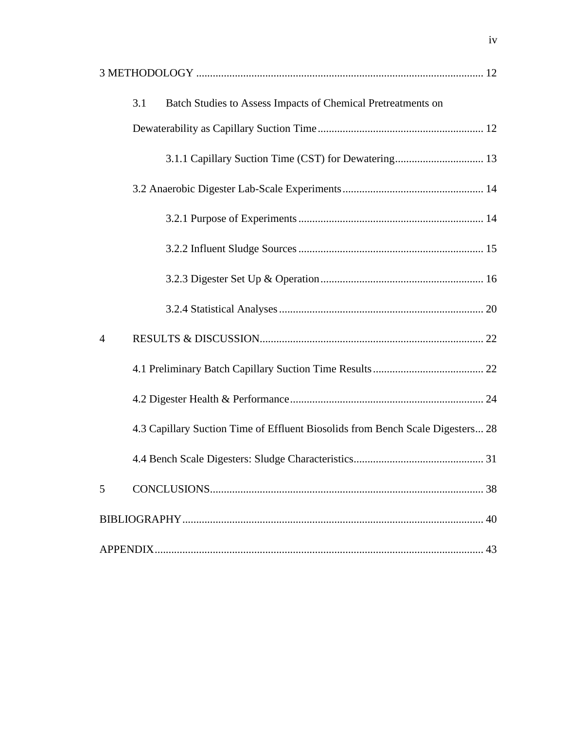3 METHODOLOGY ........................................................................................................ 12

3.1 Batch Studies to Assess Impacts of Chemical Pretreatments on Dewaterability as Capillary Suction Time ............................................................ 12

3.1.1 Capillary Suction Time (CST) for Dewatering ................................ 13

3.2 Anaerobic Digester Lab-Scale Experiments .................................................. 14

3.2.1 Purpose of Experiments .................................................................. 14

3.2.2 Influent Sludge Sources .................................................................. 15

3.2.3 Digester Set Up & Operation ........................................................... 16

3.2.4 Statistical Analyses .......................................................................... 20

4 RESULTS & DISCUSSION ................................................................................ 22

4.1 Preliminary Batch Capillary Suction Time Results ........................................ 22

4.2 Digester Health & Performance ...................................................................... 24

4.3 Capillary Suction Time of Effluent Biosolids from Bench Scale Digesters ... 28

4.4 Bench Scale Digesters: Sludge Characteristics ............................................... 31

5 CONCLUSIONS ................................................................................................... 38

BIBLIOGRAPHY ............................................................................................................. 40

APPENDIX ....................................................................................................................... 43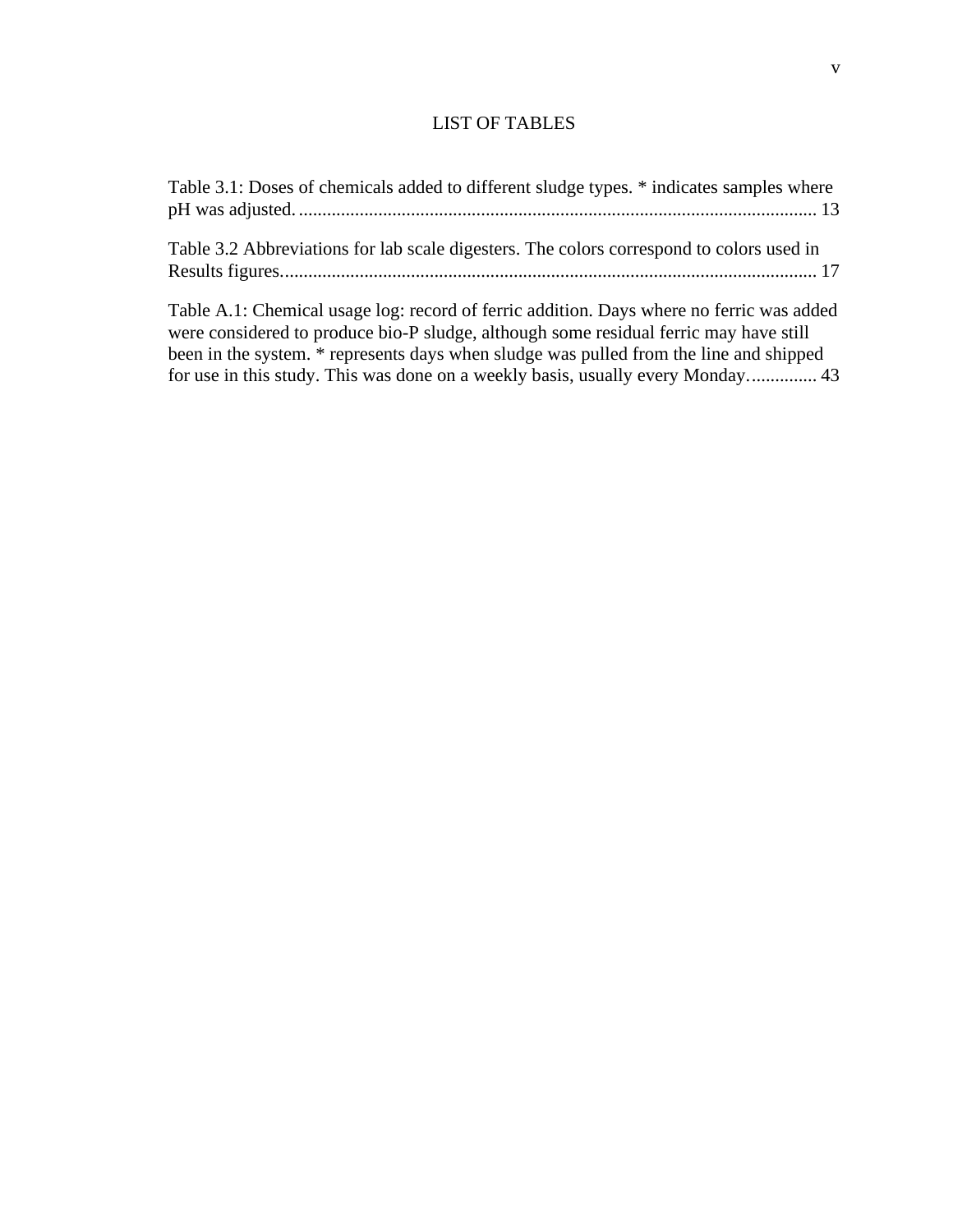# LIST OF TABLES

Table 3.1: Doses of chemicals added to different sludge types. * indicates samples where pH was adjusted. ............................................................................................................. 13

Table 3.2 Abbreviations for lab scale digesters. The colors correspond to colors used in Results figures. ................................................................................................................. 17

Table A.1: Chemical usage log: record of ferric addition. Days where no ferric was added were considered to produce bio-P sludge, although some residual ferric may have still been in the system. * represents days when sludge was pulled from the line and shipped for use in this study. This was done on a weekly basis, usually every Monday. .............. 43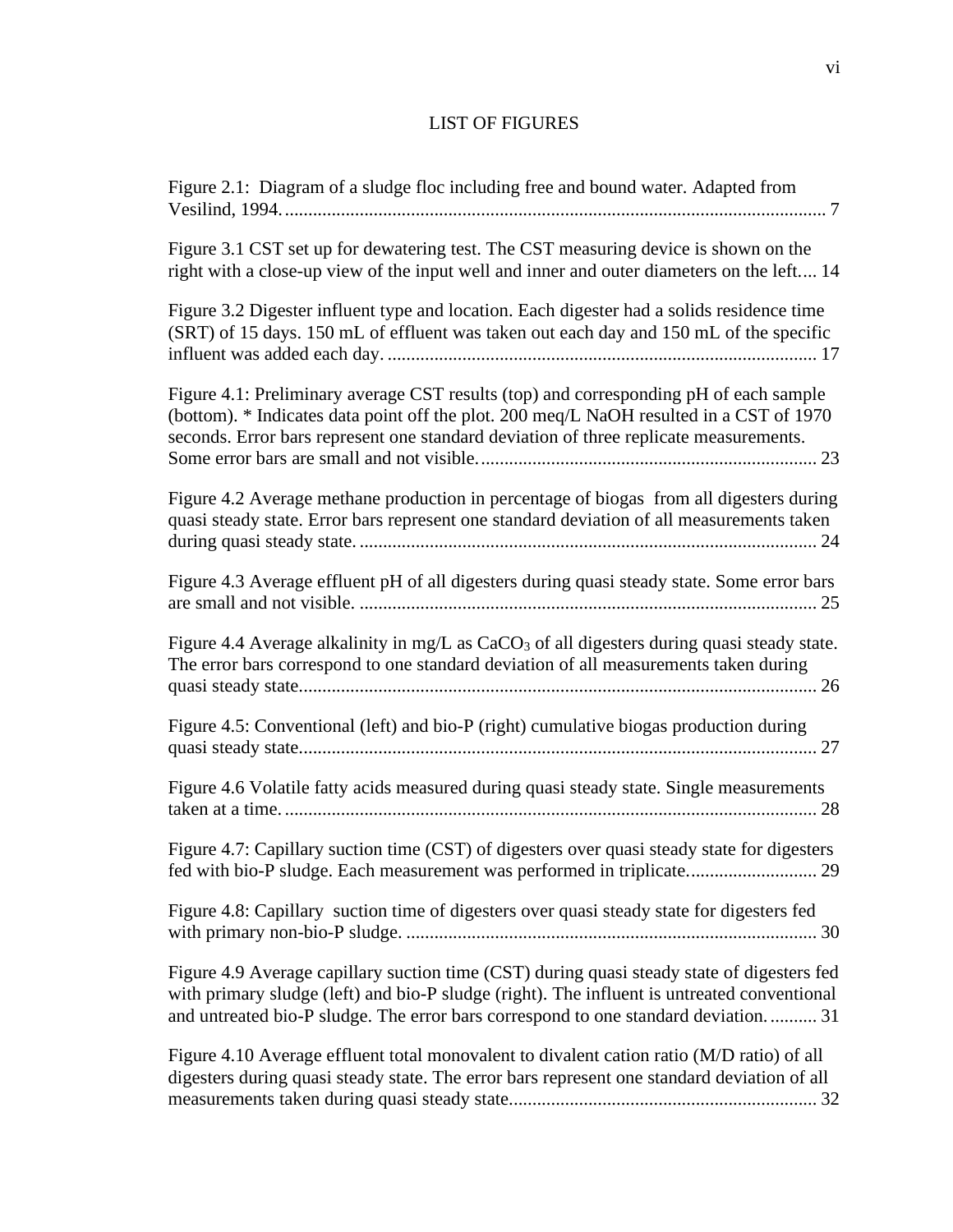# LIST OF FIGURES

Figure 2.1: Diagram of a sludge floc including free and bound water. Adapted from Vesilind, 1994. .................................................................................................................... 7

Figure 3.1 CST set up for dewatering test. The CST measuring device is shown on the right with a close-up view of the input well and inner and outer diameters on the left.... 14

Figure 3.2 Digester influent type and location. Each digester had a solids residence time (SRT) of 15 days. 150 mL of effluent was taken out each day and 150 mL of the specific influent was added each day. ........................................................................................... 17

Figure 4.1: Preliminary average CST results (top) and corresponding pH of each sample (bottom). * Indicates data point off the plot. 200 meq/L NaOH resulted in a CST of 1970 seconds. Error bars represent one standard deviation of three replicate measurements. Some error bars are small and not visible. ......................................................................... 23

Figure 4.2 Average methane production in percentage of biogas from all digesters during quasi steady state. Error bars represent one standard deviation of all measurements taken during quasi steady state. ................................................................................................ 24

Figure 4.3 Average effluent pH of all digesters during quasi steady state. Some error bars are small and not visible. .................................................................................................. 25

Figure 4.4 Average alkalinity in mg/L as $CaCO_3$ of all digesters during quasi steady state. The error bars correspond to one standard deviation of all measurements taken during quasi steady state.............................................................................................................. 26

Figure 4.5: Conventional (left) and bio-P (right) cumulative biogas production during quasi steady state.............................................................................................................. 27

Figure 4.6 Volatile fatty acids measured during quasi steady state. Single measurements taken at a time. .................................................................................................................. 28

Figure 4.7: Capillary suction time (CST) of digesters over quasi steady state for digesters fed with bio-P sludge. Each measurement was performed in triplicate. .......................... 29

Figure 4.8: Capillary suction time of digesters over quasi steady state for digesters fed with primary non-bio-P sludge. ....................................................................................... 30

Figure 4.9 Average capillary suction time (CST) during quasi steady state of digesters fed with primary sludge (left) and bio-P sludge (right). The influent is untreated conventional and untreated bio-P sludge. The error bars correspond to one standard deviation. .......... 31

Figure 4.10 Average effluent total monovalent to divalent cation ratio (M/D ratio) of all digesters during quasi steady state. The error bars represent one standard deviation of all measurements taken during quasi steady state................................................................. 32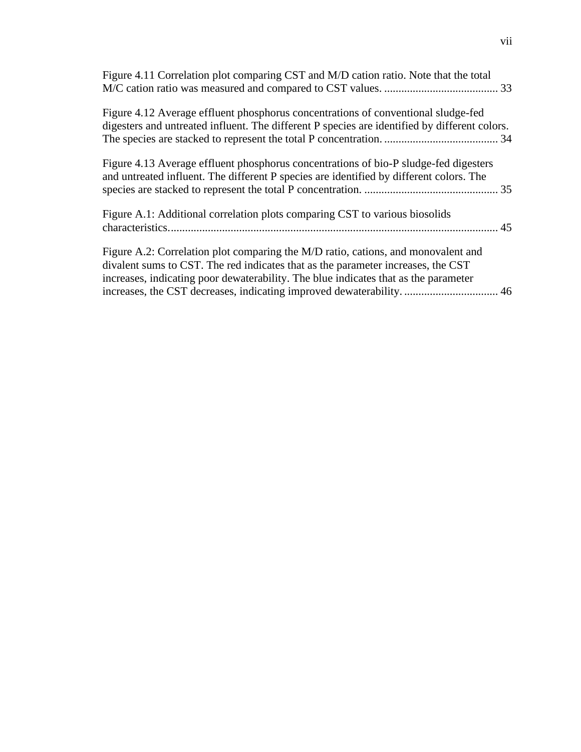Figure 4.11 Correlation plot comparing CST and M/D cation ratio. Note that the total M/C cation ratio was measured and compared to CST values. ........................................ 33

Figure 4.12 Average effluent phosphorus concentrations of conventional sludge-fed digesters and untreated influent. The different P species are identified by different colors. The species are stacked to represent the total P concentration. ........................................ 34

Figure 4.13 Average effluent phosphorus concentrations of bio-P sludge-fed digesters and untreated influent. The different P species are identified by different colors. The species are stacked to represent the total P concentration. ............................................... 35

Figure A.1: Additional correlation plots comparing CST to various biosolids characteristics................................................................................................................... 45

Figure A.2: Correlation plot comparing the M/D ratio, cations, and monovalent and divalent sums to CST. The red indicates that as the parameter increases, the CST increases, indicating poor dewaterability. The blue indicates that as the parameter increases, the CST decreases, indicating improved dewaterability. ................................. 46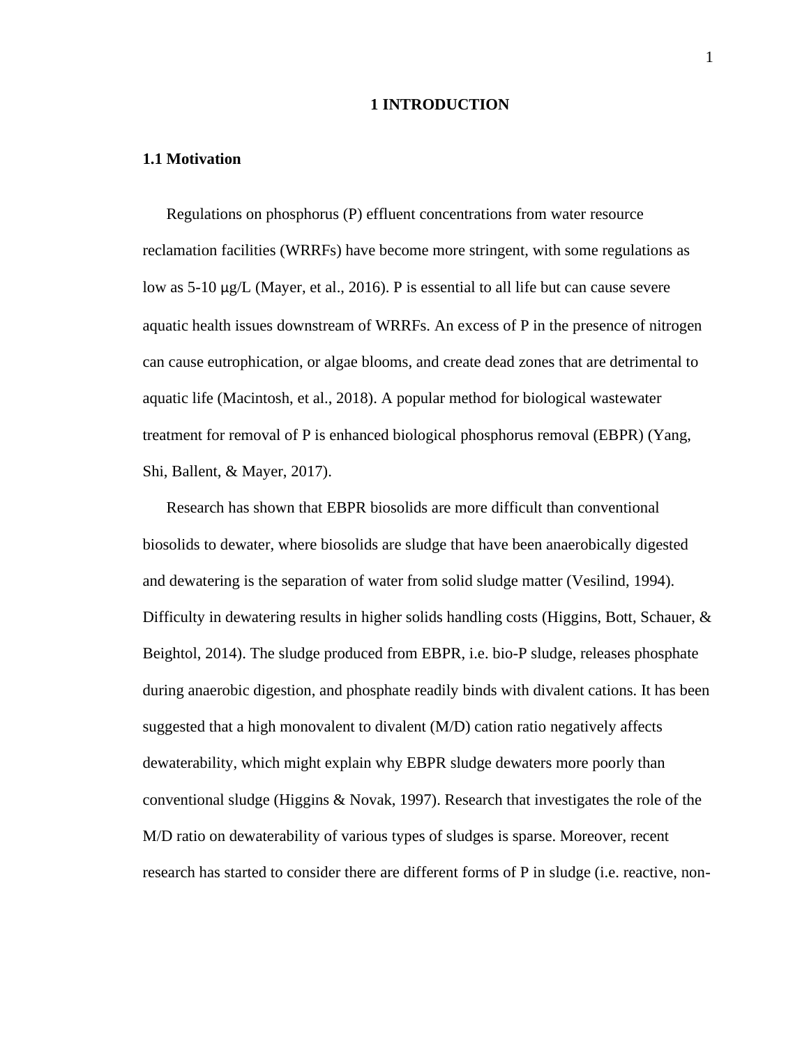# 1 INTRODUCTION

## 1.1 Motivation

Regulations on phosphorus (P) effluent concentrations from water resource reclamation facilities (WRRFs) have become more stringent, with some regulations as low as 5-10 μg/L (Mayer, et al., 2016). P is essential to all life but can cause severe aquatic health issues downstream of WRRFs. An excess of P in the presence of nitrogen can cause eutrophication, or algae blooms, and create dead zones that are detrimental to aquatic life (Macintosh, et al., 2018). A popular method for biological wastewater treatment for removal of P is enhanced biological phosphorus removal (EBPR) (Yang, Shi, Ballent, & Mayer, 2017).

Research has shown that EBPR biosolids are more difficult than conventional biosolids to dewater, where biosolids are sludge that have been anaerobically digested and dewatering is the separation of water from solid sludge matter (Vesilind, 1994). Difficulty in dewatering results in higher solids handling costs (Higgins, Bott, Schauer, & Beightol, 2014). The sludge produced from EBPR, i.e. bio-P sludge, releases phosphate during anaerobic digestion, and phosphate readily binds with divalent cations. It has been suggested that a high monovalent to divalent (M/D) cation ratio negatively affects dewaterability, which might explain why EBPR sludge dewaters more poorly than conventional sludge (Higgins & Novak, 1997). Research that investigates the role of the M/D ratio on dewaterability of various types of sludges is sparse. Moreover, recent research has started to consider there are different forms of P in sludge (i.e. reactive, non-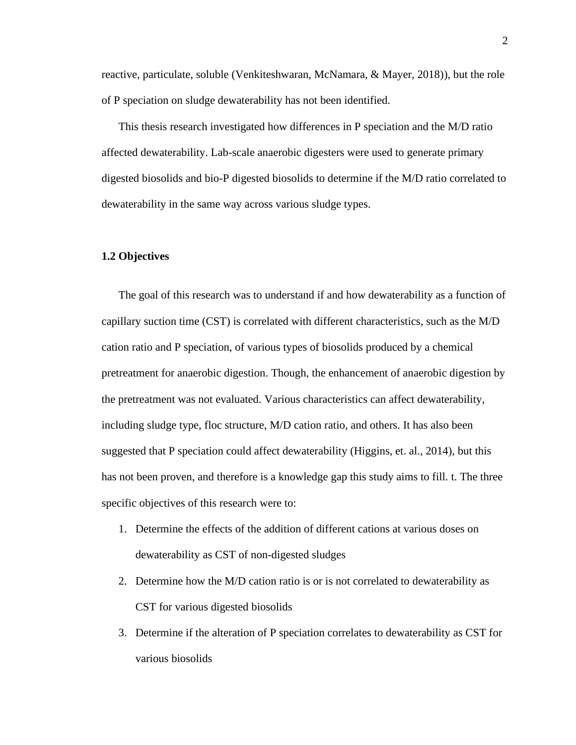reactive, particulate, soluble (Venkiteshwaran, McNamara, & Mayer, 2018)), but the role of P speciation on sludge dewaterability has not been identified.

This thesis research investigated how differences in P speciation and the M/D ratio affected dewaterability. Lab-scale anaerobic digesters were used to generate primary digested biosolids and bio-P digested biosolids to determine if the M/D ratio correlated to dewaterability in the same way across various sludge types.

### 1.2 Objectives

The goal of this research was to understand if and how dewaterability as a function of capillary suction time (CST) is correlated with different characteristics, such as the M/D cation ratio and P speciation, of various types of biosolids produced by a chemical pretreatment for anaerobic digestion. Though, the enhancement of anaerobic digestion by the pretreatment was not evaluated. Various characteristics can affect dewaterability, including sludge type, floc structure, M/D cation ratio, and others. It has also been suggested that P speciation could affect dewaterability (Higgins, et. al., 2014), but this has not been proven, and therefore is a knowledge gap this study aims to fill. t. The three specific objectives of this research were to:

1. Determine the effects of the addition of different cations at various doses on dewaterability as CST of non-digested sludges
2. Determine how the M/D cation ratio is or is not correlated to dewaterability as CST for various digested biosolids
3. Determine if the alteration of P speciation correlates to dewaterability as CST for various biosolids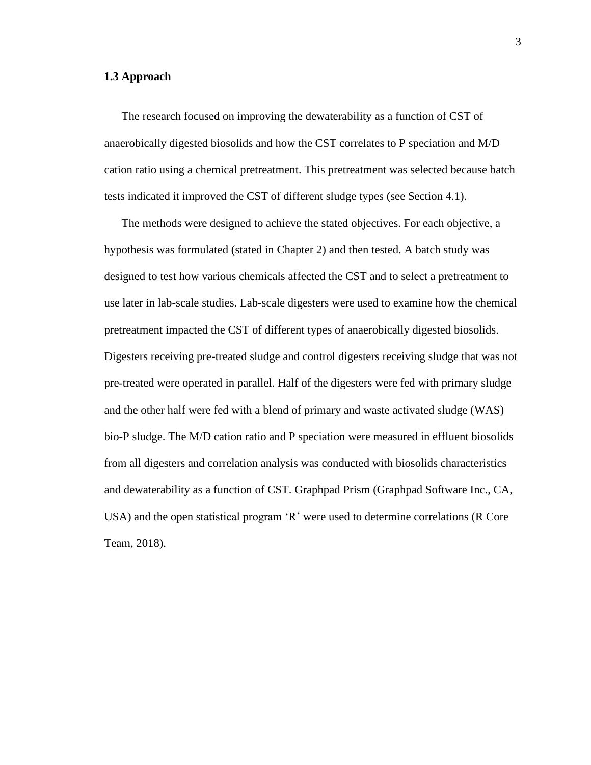### 1.3 Approach

The research focused on improving the dewaterability as a function of CST of anaerobically digested biosolids and how the CST correlates to P speciation and M/D cation ratio using a chemical pretreatment. This pretreatment was selected because batch tests indicated it improved the CST of different sludge types (see Section 4.1).

The methods were designed to achieve the stated objectives. For each objective, a hypothesis was formulated (stated in Chapter 2) and then tested. A batch study was designed to test how various chemicals affected the CST and to select a pretreatment to use later in lab-scale studies. Lab-scale digesters were used to examine how the chemical pretreatment impacted the CST of different types of anaerobically digested biosolids. Digesters receiving pre-treated sludge and control digesters receiving sludge that was not pre-treated were operated in parallel. Half of the digesters were fed with primary sludge and the other half were fed with a blend of primary and waste activated sludge (WAS) bio-P sludge. The M/D cation ratio and P speciation were measured in effluent biosolids from all digesters and correlation analysis was conducted with biosolids characteristics and dewaterability as a function of CST. Graphpad Prism (Graphpad Software Inc., CA, USA) and the open statistical program 'R' were used to determine correlations (R Core Team, 2018).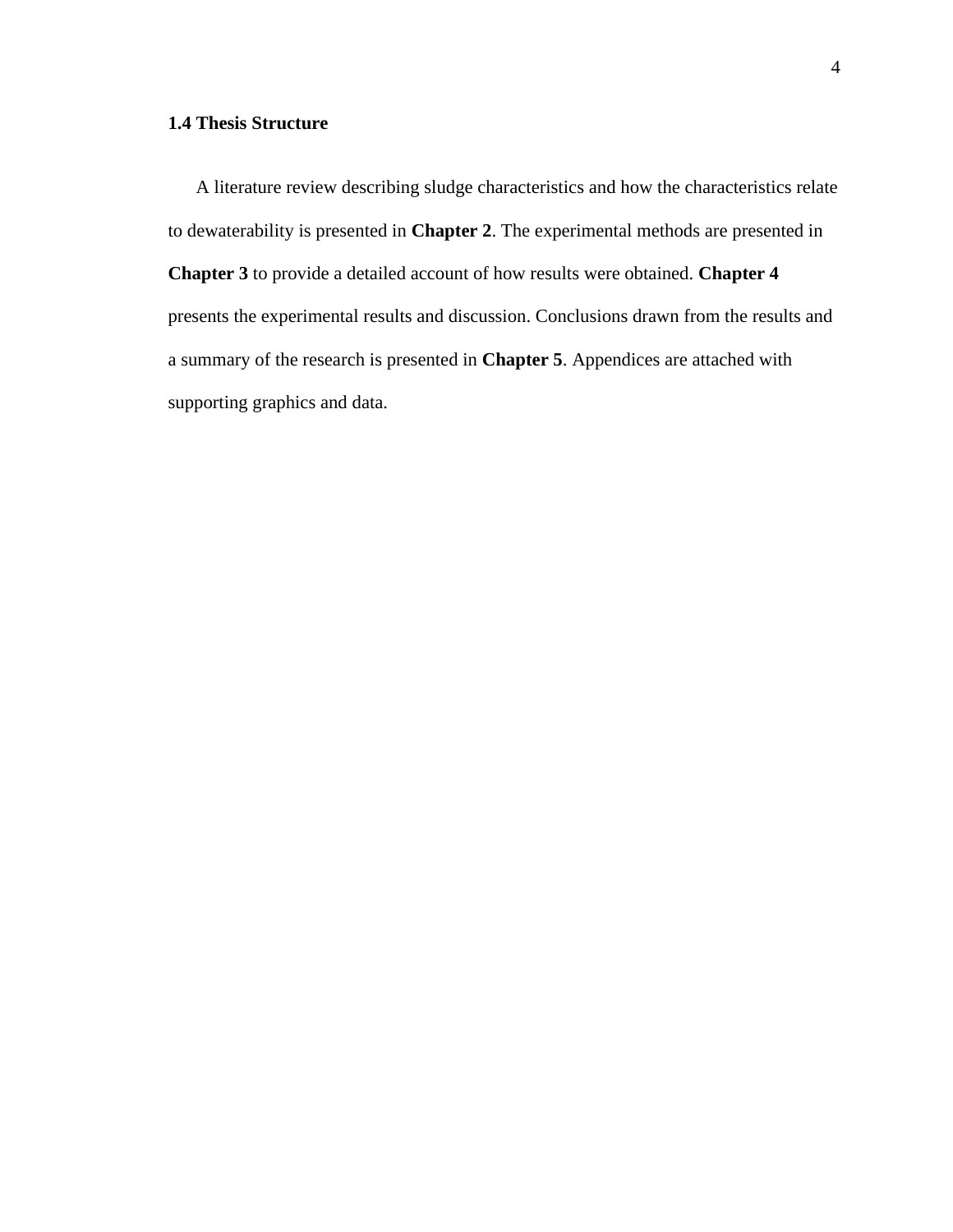### 1.4 Thesis Structure

A literature review describing sludge characteristics and how the characteristics relate to dewaterability is presented in **Chapter 2**. The experimental methods are presented in **Chapter 3** to provide a detailed account of how results were obtained. **Chapter 4** presents the experimental results and discussion. Conclusions drawn from the results and a summary of the research is presented in **Chapter 5**. Appendices are attached with supporting graphics and data.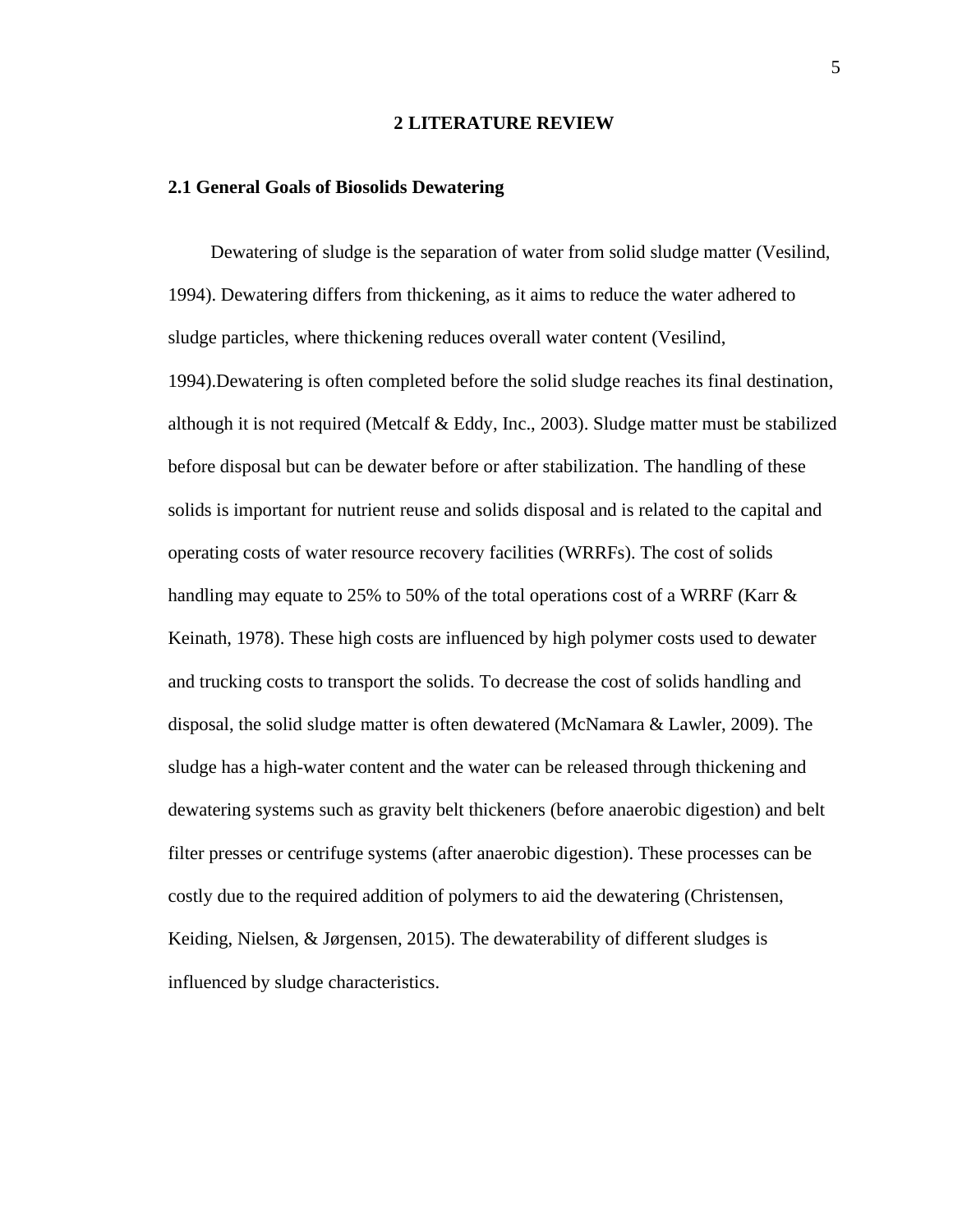# 2 LITERATURE REVIEW

## 2.1 General Goals of Biosolids Dewatering

Dewatering of sludge is the separation of water from solid sludge matter (Vesilind, 1994). Dewatering differs from thickening, as it aims to reduce the water adhered to sludge particles, where thickening reduces overall water content (Vesilind, 1994).Dewatering is often completed before the solid sludge reaches its final destination, although it is not required (Metcalf & Eddy, Inc., 2003). Sludge matter must be stabilized before disposal but can be dewater before or after stabilization. The handling of these solids is important for nutrient reuse and solids disposal and is related to the capital and operating costs of water resource recovery facilities (WRRFs). The cost of solids handling may equate to 25% to 50% of the total operations cost of a WRRF (Karr & Keinath, 1978). These high costs are influenced by high polymer costs used to dewater and trucking costs to transport the solids. To decrease the cost of solids handling and disposal, the solid sludge matter is often dewatered (McNamara & Lawler, 2009). The sludge has a high-water content and the water can be released through thickening and dewatering systems such as gravity belt thickeners (before anaerobic digestion) and belt filter presses or centrifuge systems (after anaerobic digestion). These processes can be costly due to the required addition of polymers to aid the dewatering (Christensen, Keiding, Nielsen, & Jørgensen, 2015). The dewaterability of different sludges is influenced by sludge characteristics.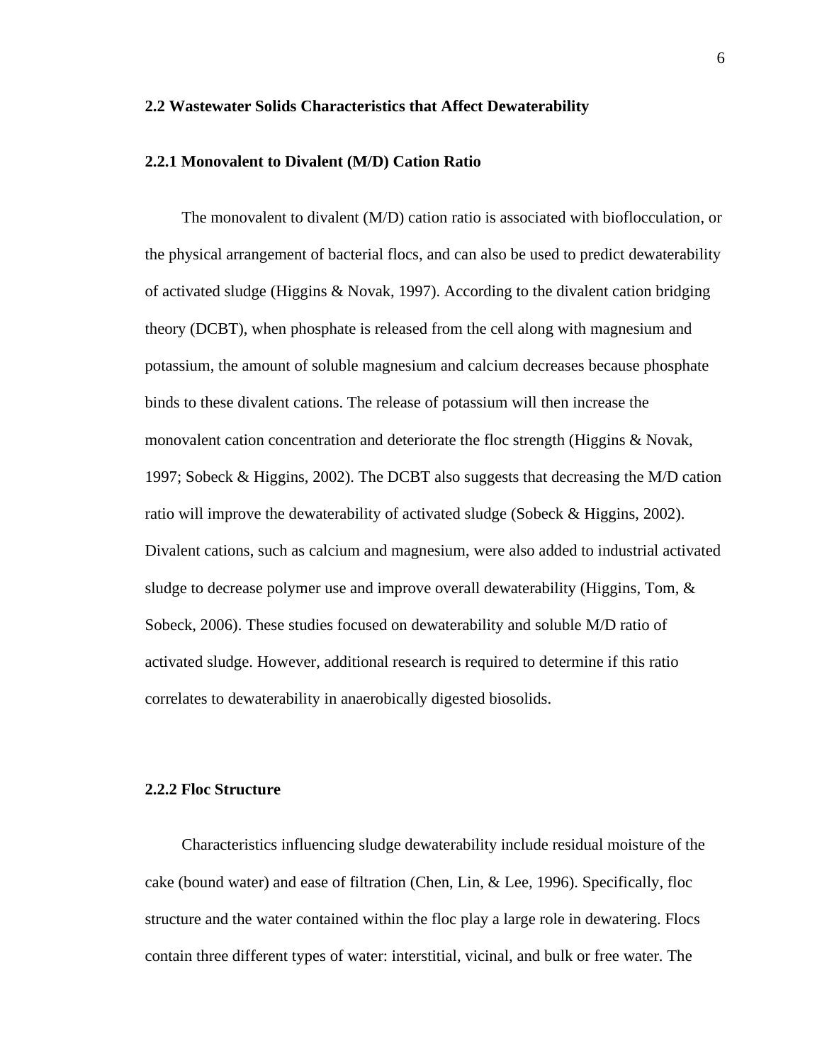## 2.2 Wastewater Solids Characteristics that Affect Dewaterability

### 2.2.1 Monovalent to Divalent (M/D) Cation Ratio

The monovalent to divalent (M/D) cation ratio is associated with bioflocculation, or the physical arrangement of bacterial flocs, and can also be used to predict dewaterability of activated sludge (Higgins & Novak, 1997). According to the divalent cation bridging theory (DCBT), when phosphate is released from the cell along with magnesium and potassium, the amount of soluble magnesium and calcium decreases because phosphate binds to these divalent cations. The release of potassium will then increase the monovalent cation concentration and deteriorate the floc strength (Higgins & Novak, 1997; Sobeck & Higgins, 2002). The DCBT also suggests that decreasing the M/D cation ratio will improve the dewaterability of activated sludge (Sobeck & Higgins, 2002). Divalent cations, such as calcium and magnesium, were also added to industrial activated sludge to decrease polymer use and improve overall dewaterability (Higgins, Tom, & Sobeck, 2006). These studies focused on dewaterability and soluble M/D ratio of activated sludge. However, additional research is required to determine if this ratio correlates to dewaterability in anaerobically digested biosolids.

### 2.2.2 Floc Structure

Characteristics influencing sludge dewaterability include residual moisture of the cake (bound water) and ease of filtration (Chen, Lin, & Lee, 1996). Specifically, floc structure and the water contained within the floc play a large role in dewatering. Flocs contain three different types of water: interstitial, vicinal, and bulk or free water. The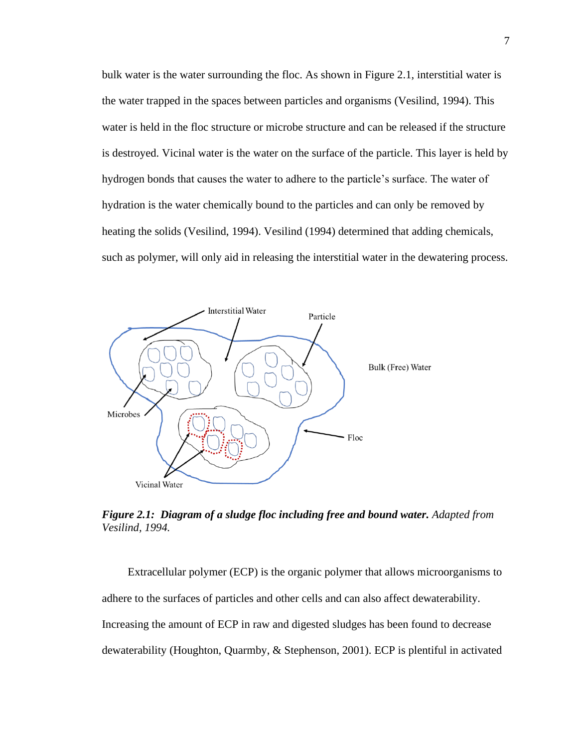bulk water is the water surrounding the floc. As shown in Figure 2.1, interstitial water is the water trapped in the spaces between particles and organisms (Vesilind, 1994). This water is held in the floc structure or microbe structure and can be released if the structure is destroyed. Vicinal water is the water on the surface of the particle. This layer is held by hydrogen bonds that causes the water to adhere to the particle's surface. The water of hydration is the water chemically bound to the particles and can only be removed by heating the solids (Vesilind, 1994). Vesilind (1994) determined that adding chemicals, such as polymer, will only aid in releasing the interstitial water in the dewatering process.

***Figure 2.1: Diagram of a sludge floc including free and bound water.*** *Adapted from Vesilind, 1994.*

Extracellular polymer (ECP) is the organic polymer that allows microorganisms to adhere to the surfaces of particles and other cells and can also affect dewaterability. Increasing the amount of ECP in raw and digested sludges has been found to decrease dewaterability (Houghton, Quarmby, & Stephenson, 2001). ECP is plentiful in activated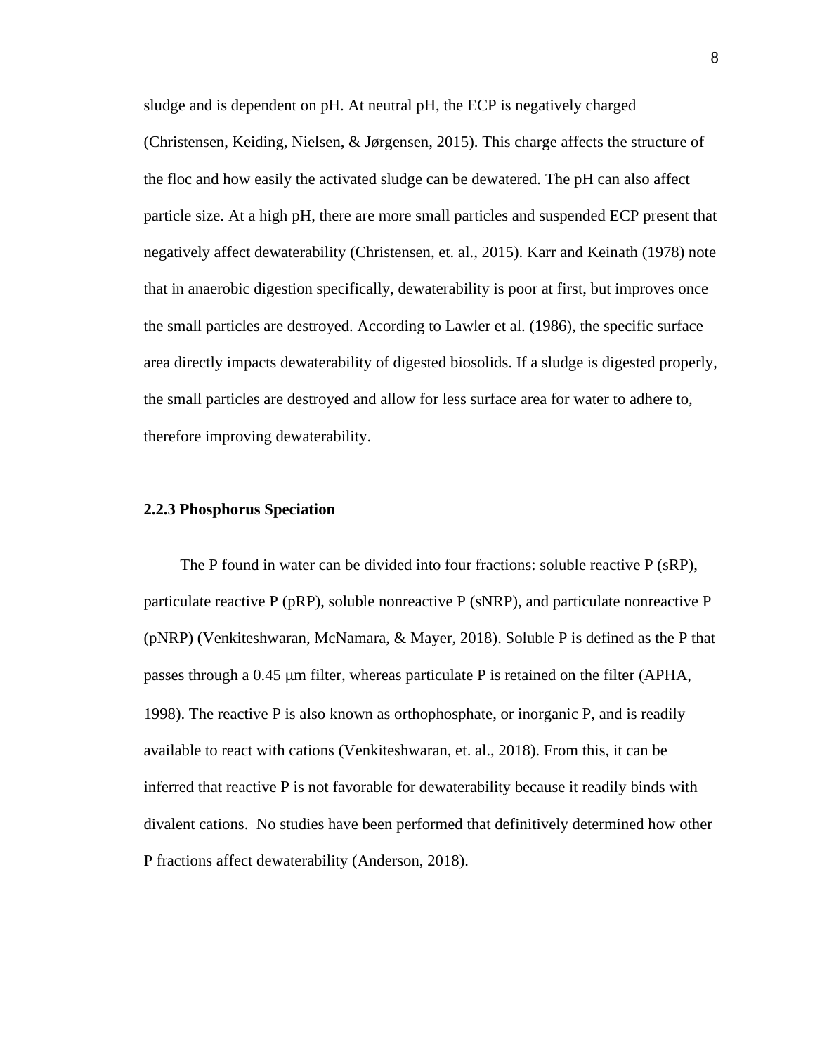sludge and is dependent on pH. At neutral pH, the ECP is negatively charged (Christensen, Keiding, Nielsen, & Jørgensen, 2015). This charge affects the structure of the floc and how easily the activated sludge can be dewatered. The pH can also affect particle size. At a high pH, there are more small particles and suspended ECP present that negatively affect dewaterability (Christensen, et. al., 2015). Karr and Keinath (1978) note that in anaerobic digestion specifically, dewaterability is poor at first, but improves once the small particles are destroyed. According to Lawler et al. (1986), the specific surface area directly impacts dewaterability of digested biosolids. If a sludge is digested properly, the small particles are destroyed and allow for less surface area for water to adhere to, therefore improving dewaterability.

### 2.2.3 Phosphorus Speciation

The P found in water can be divided into four fractions: soluble reactive P (sRP), particulate reactive P (pRP), soluble nonreactive P (sNRP), and particulate nonreactive P (pNRP) (Venkiteshwaran, McNamara, & Mayer, 2018). Soluble P is defined as the P that passes through a 0.45 μm filter, whereas particulate P is retained on the filter (APHA, 1998). The reactive P is also known as orthophosphate, or inorganic P, and is readily available to react with cations (Venkiteshwaran, et. al., 2018). From this, it can be inferred that reactive P is not favorable for dewaterability because it readily binds with divalent cations. No studies have been performed that definitively determined how other P fractions affect dewaterability (Anderson, 2018).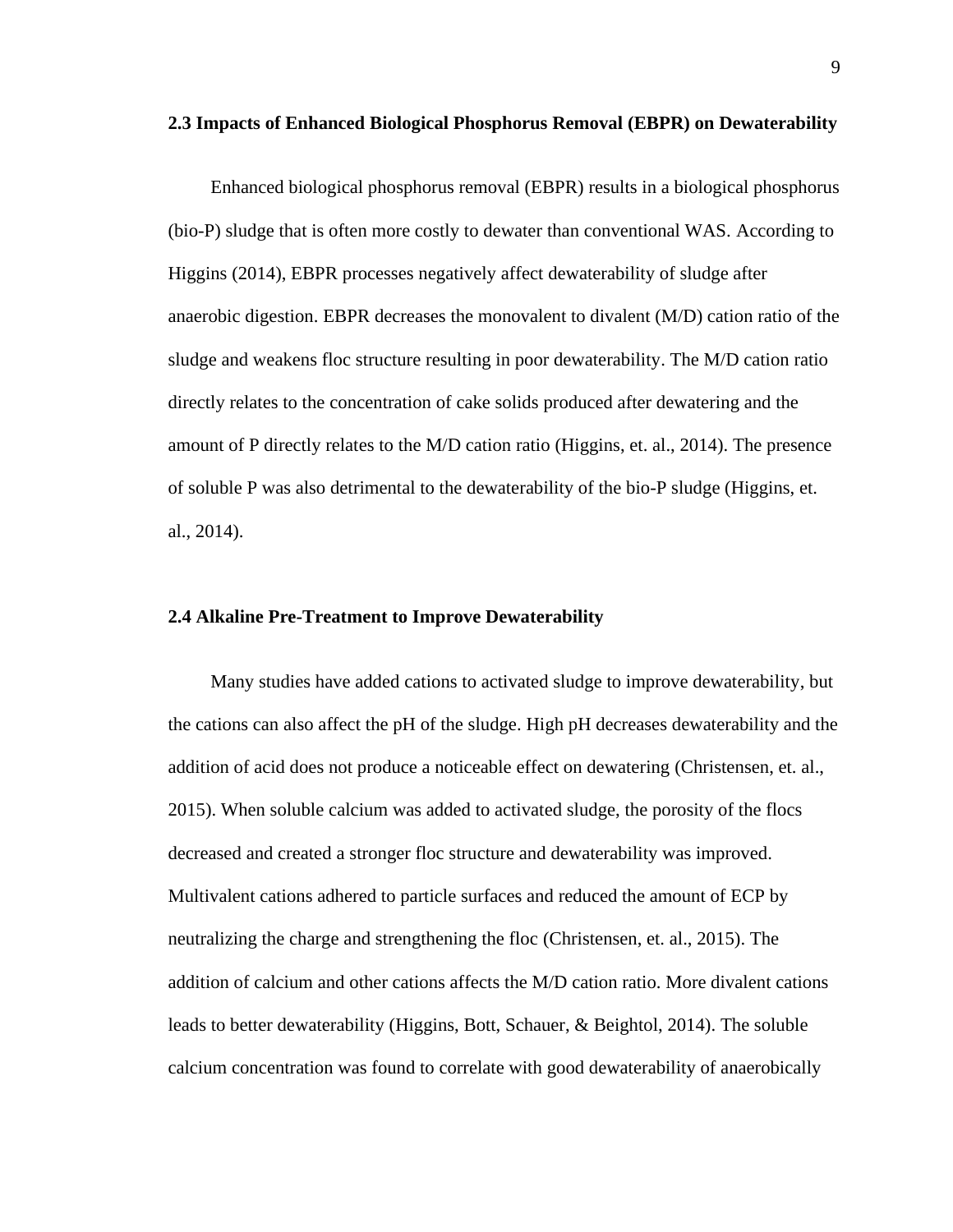### 2.3 Impacts of Enhanced Biological Phosphorus Removal (EBPR) on Dewaterability

Enhanced biological phosphorus removal (EBPR) results in a biological phosphorus (bio-P) sludge that is often more costly to dewater than conventional WAS. According to Higgins (2014), EBPR processes negatively affect dewaterability of sludge after anaerobic digestion. EBPR decreases the monovalent to divalent (M/D) cation ratio of the sludge and weakens floc structure resulting in poor dewaterability. The M/D cation ratio directly relates to the concentration of cake solids produced after dewatering and the amount of P directly relates to the M/D cation ratio (Higgins, et. al., 2014). The presence of soluble P was also detrimental to the dewaterability of the bio-P sludge (Higgins, et. al., 2014).

### 2.4 Alkaline Pre-Treatment to Improve Dewaterability

Many studies have added cations to activated sludge to improve dewaterability, but the cations can also affect the pH of the sludge. High pH decreases dewaterability and the addition of acid does not produce a noticeable effect on dewatering (Christensen, et. al., 2015). When soluble calcium was added to activated sludge, the porosity of the flocs decreased and created a stronger floc structure and dewaterability was improved. Multivalent cations adhered to particle surfaces and reduced the amount of ECP by neutralizing the charge and strengthening the floc (Christensen, et. al., 2015). The addition of calcium and other cations affects the M/D cation ratio. More divalent cations leads to better dewaterability (Higgins, Bott, Schauer, & Beightol, 2014). The soluble calcium concentration was found to correlate with good dewaterability of anaerobically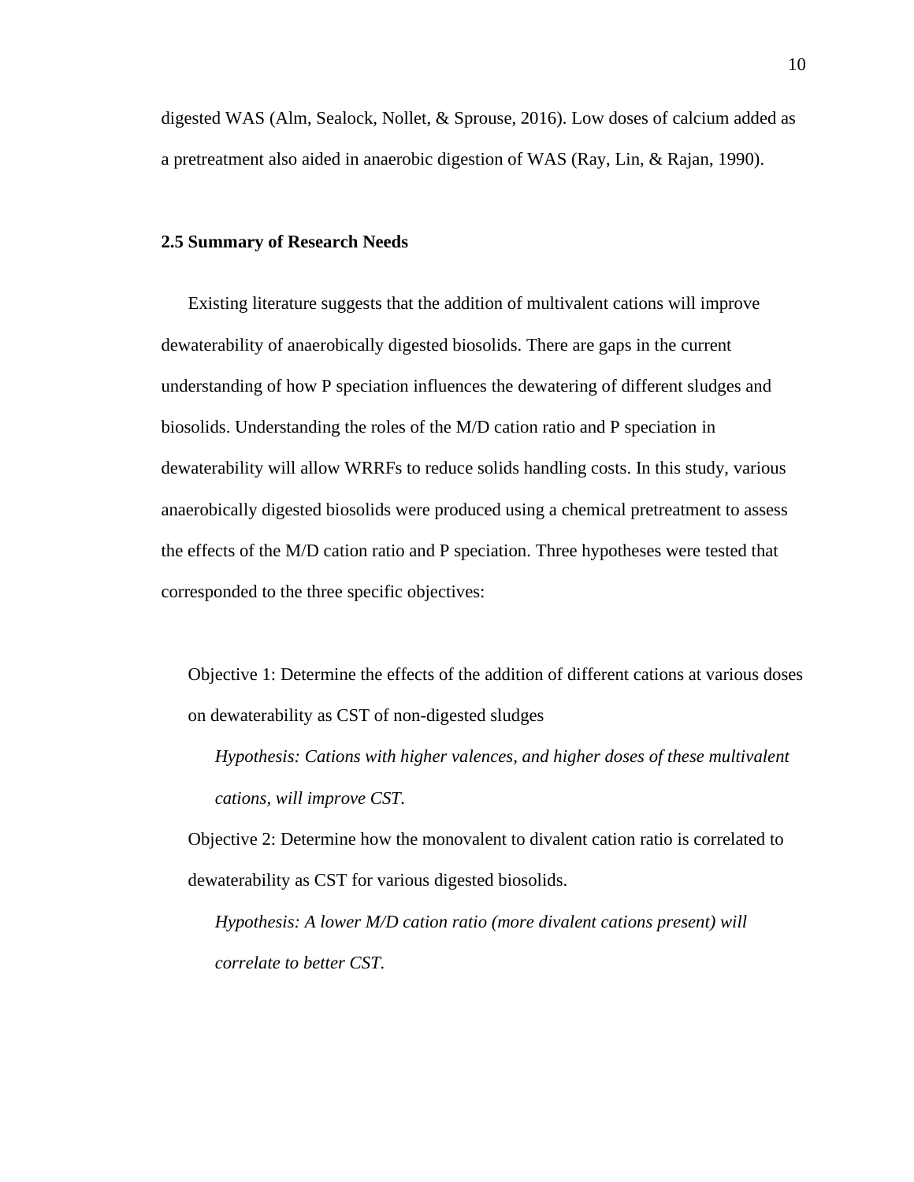digested WAS (Alm, Sealock, Nollet, & Sprouse, 2016). Low doses of calcium added as a pretreatment also aided in anaerobic digestion of WAS (Ray, Lin, & Rajan, 1990).

### 2.5 Summary of Research Needs

Existing literature suggests that the addition of multivalent cations will improve dewaterability of anaerobically digested biosolids. There are gaps in the current understanding of how P speciation influences the dewatering of different sludges and biosolids. Understanding the roles of the M/D cation ratio and P speciation in dewaterability will allow WRRFs to reduce solids handling costs. In this study, various anaerobically digested biosolids were produced using a chemical pretreatment to assess the effects of the M/D cation ratio and P speciation. Three hypotheses were tested that corresponded to the three specific objectives:

Objective 1: Determine the effects of the addition of different cations at various doses on dewaterability as CST of non-digested sludges

*Hypothesis: Cations with higher valences, and higher doses of these multivalent cations, will improve CST.*

Objective 2: Determine how the monovalent to divalent cation ratio is correlated to dewaterability as CST for various digested biosolids.

*Hypothesis: A lower M/D cation ratio (more divalent cations present) will correlate to better CST.*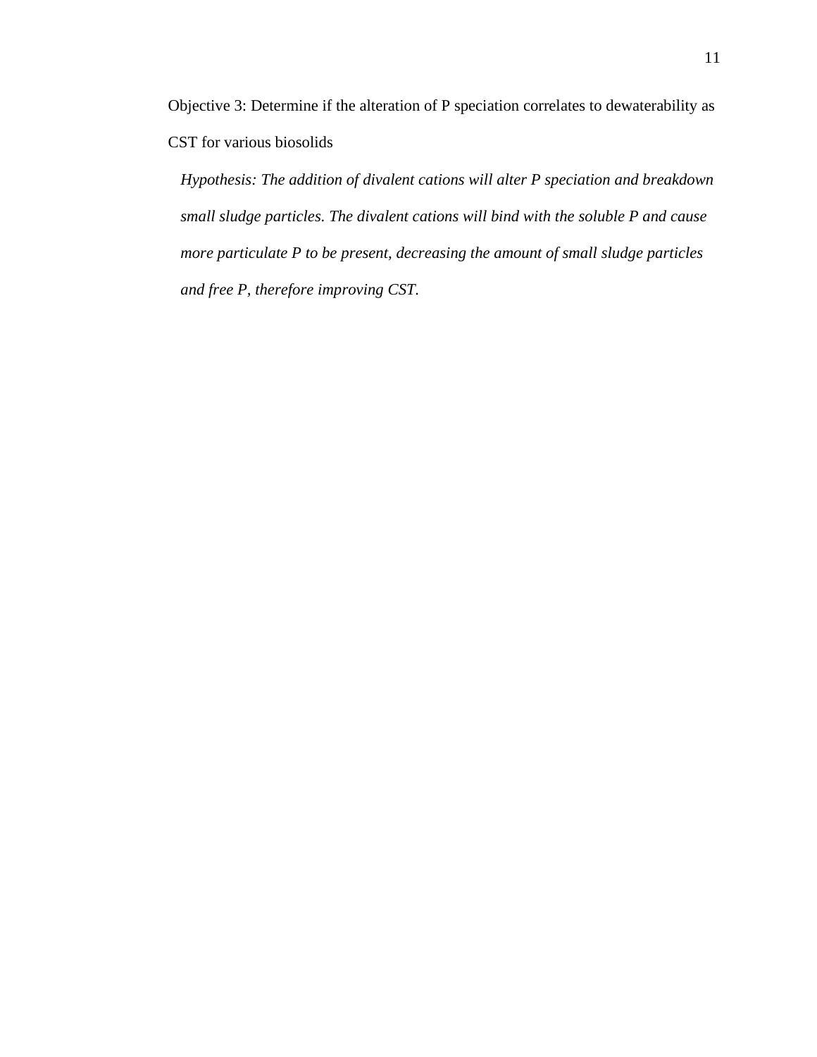Objective 3: Determine if the alteration of P speciation correlates to dewaterability as CST for various biosolids

*Hypothesis: The addition of divalent cations will alter P speciation and breakdown small sludge particles. The divalent cations will bind with the soluble P and cause more particulate P to be present, decreasing the amount of small sludge particles and free P, therefore improving CST.*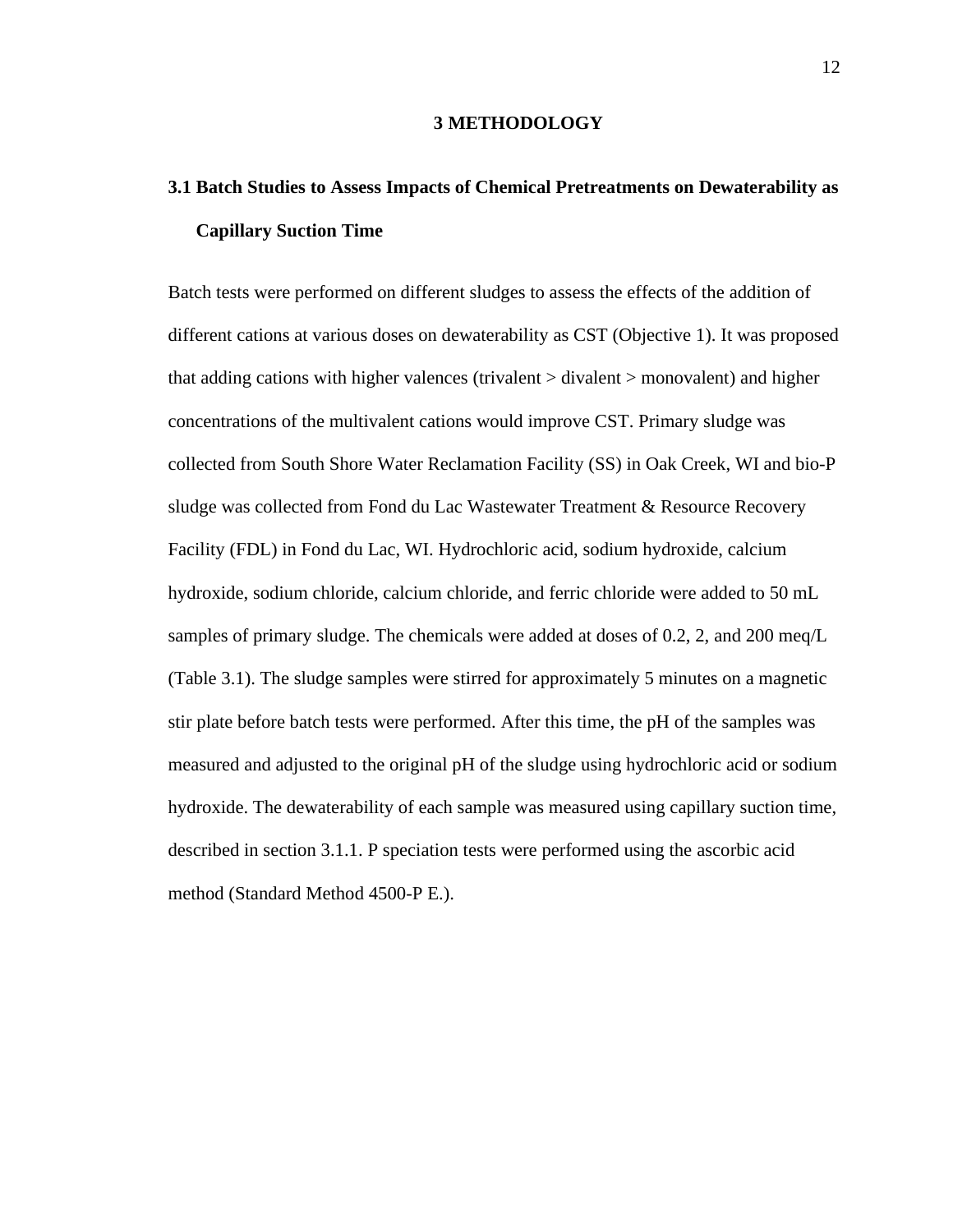# 3 METHODOLOGY

## 3.1 Batch Studies to Assess Impacts of Chemical Pretreatments on Dewaterability as Capillary Suction Time

Batch tests were performed on different sludges to assess the effects of the addition of different cations at various doses on dewaterability as CST (Objective 1). It was proposed that adding cations with higher valences (trivalent > divalent > monovalent) and higher concentrations of the multivalent cations would improve CST. Primary sludge was collected from South Shore Water Reclamation Facility (SS) in Oak Creek, WI and bio-P sludge was collected from Fond du Lac Wastewater Treatment & Resource Recovery Facility (FDL) in Fond du Lac, WI. Hydrochloric acid, sodium hydroxide, calcium hydroxide, sodium chloride, calcium chloride, and ferric chloride were added to 50 mL samples of primary sludge. The chemicals were added at doses of 0.2, 2, and 200 meq/L (Table 3.1). The sludge samples were stirred for approximately 5 minutes on a magnetic stir plate before batch tests were performed. After this time, the pH of the samples was measured and adjusted to the original pH of the sludge using hydrochloric acid or sodium hydroxide. The dewaterability of each sample was measured using capillary suction time, described in section 3.1.1. P speciation tests were performed using the ascorbic acid method (Standard Method 4500-P E.).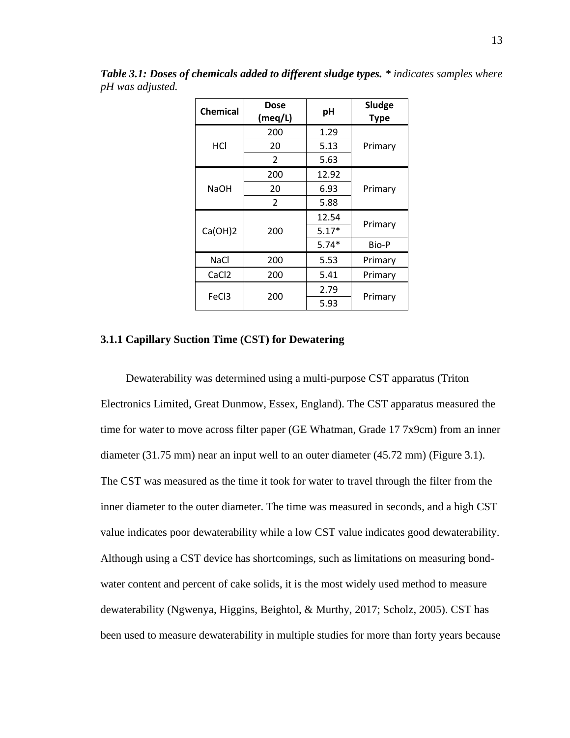***Table 3.1: Doses of chemicals added to different sludge types.*** *\* indicates samples where pH was adjusted.*

| Chemical | Dose (meq/L) | pH | Sludge Type |
|---|---|---|---|
| HCl | 200 | 1.29 | Primary |
| | 20 | 5.13 | |
| | 2 | 5.63 | |
| NaOH | 200 | 12.92 | Primary |
| | 20 | 6.93 | |
| | 2 | 5.88 | |
| $Ca(OH)_2$ | 200 | 12.54 | Primary |
| | | 5.17* | |
| | | 5.74* | Bio-P |
| NaCl | 200 | 5.53 | Primary |
| $CaCl_2$ | 200 | 5.41 | Primary |
| $FeCl_3$ | 200 | 2.79 | Primary |
| | | 5.93 | |

### 3.1.1 Capillary Suction Time (CST) for Dewatering

Dewaterability was determined using a multi-purpose CST apparatus (Triton Electronics Limited, Great Dunmow, Essex, England). The CST apparatus measured the time for water to move across filter paper (GE Whatman, Grade 17 7x9cm) from an inner diameter (31.75 mm) near an input well to an outer diameter (45.72 mm) (Figure 3.1). The CST was measured as the time it took for water to travel through the filter from the inner diameter to the outer diameter. The time was measured in seconds, and a high CST value indicates poor dewaterability while a low CST value indicates good dewaterability. Although using a CST device has shortcomings, such as limitations on measuring bond-water content and percent of cake solids, it is the most widely used method to measure dewaterability (Ngwenya, Higgins, Beightol, & Murthy, 2017; Scholz, 2005). CST has been used to measure dewaterability in multiple studies for more than forty years because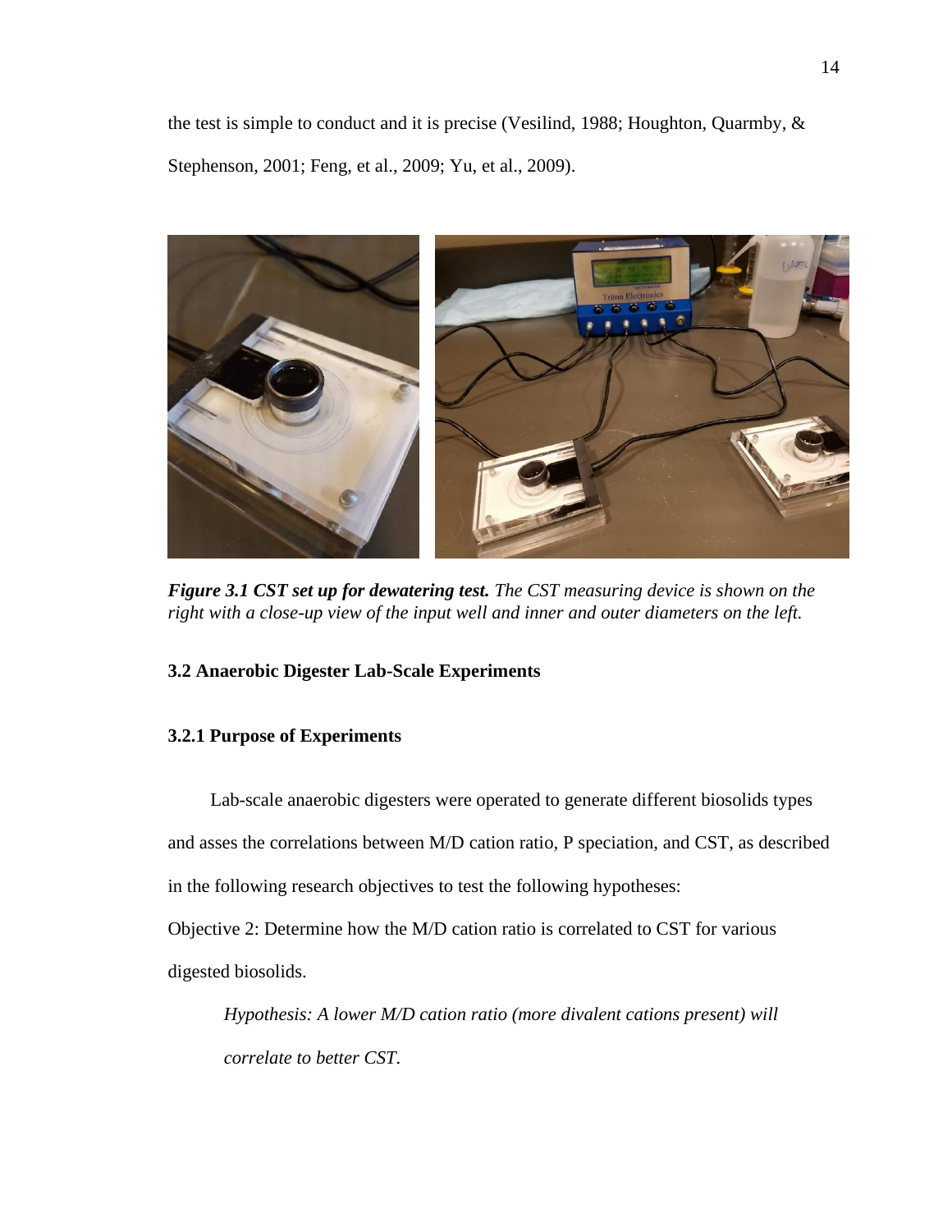the test is simple to conduct and it is precise (Vesilind, 1988; Houghton, Quarmby, & Stephenson, 2001; Feng, et al., 2009; Yu, et al., 2009).

***Figure 3.1 CST set up for dewatering test.*** *The CST measuring device is shown on the right with a close-up view of the input well and inner and outer diameters on the left.*

### 3.2 Anaerobic Digester Lab-Scale Experiments

#### 3.2.1 Purpose of Experiments

Lab-scale anaerobic digesters were operated to generate different biosolids types and asses the correlations between M/D cation ratio, P speciation, and CST, as described in the following research objectives to test the following hypotheses:

Objective 2: Determine how the M/D cation ratio is correlated to CST for various digested biosolids.

> *Hypothesis: A lower M/D cation ratio (more divalent cations present) will correlate to better CST.*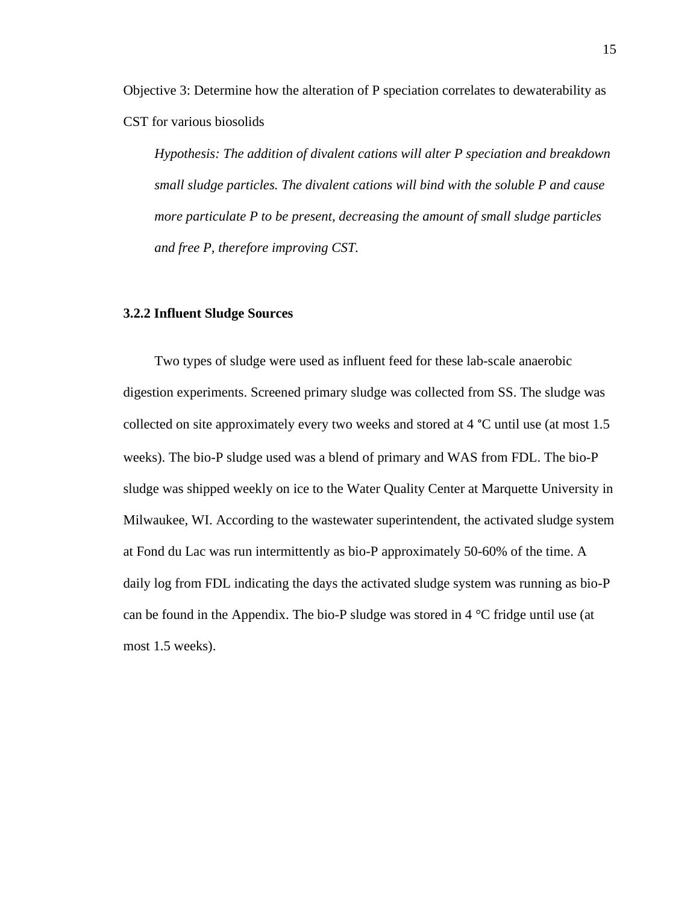Objective 3: Determine how the alteration of P speciation correlates to dewaterability as CST for various biosolids

*Hypothesis: The addition of divalent cations will alter P speciation and breakdown small sludge particles. The divalent cations will bind with the soluble P and cause more particulate P to be present, decreasing the amount of small sludge particles and free P, therefore improving CST.*

### 3.2.2 Influent Sludge Sources

Two types of sludge were used as influent feed for these lab-scale anaerobic digestion experiments. Screened primary sludge was collected from SS. The sludge was collected on site approximately every two weeks and stored at 4 °C until use (at most 1.5 weeks). The bio-P sludge used was a blend of primary and WAS from FDL. The bio-P sludge was shipped weekly on ice to the Water Quality Center at Marquette University in Milwaukee, WI. According to the wastewater superintendent, the activated sludge system at Fond du Lac was run intermittently as bio-P approximately 50-60% of the time. A daily log from FDL indicating the days the activated sludge system was running as bio-P can be found in the Appendix. The bio-P sludge was stored in 4 °C fridge until use (at most 1.5 weeks).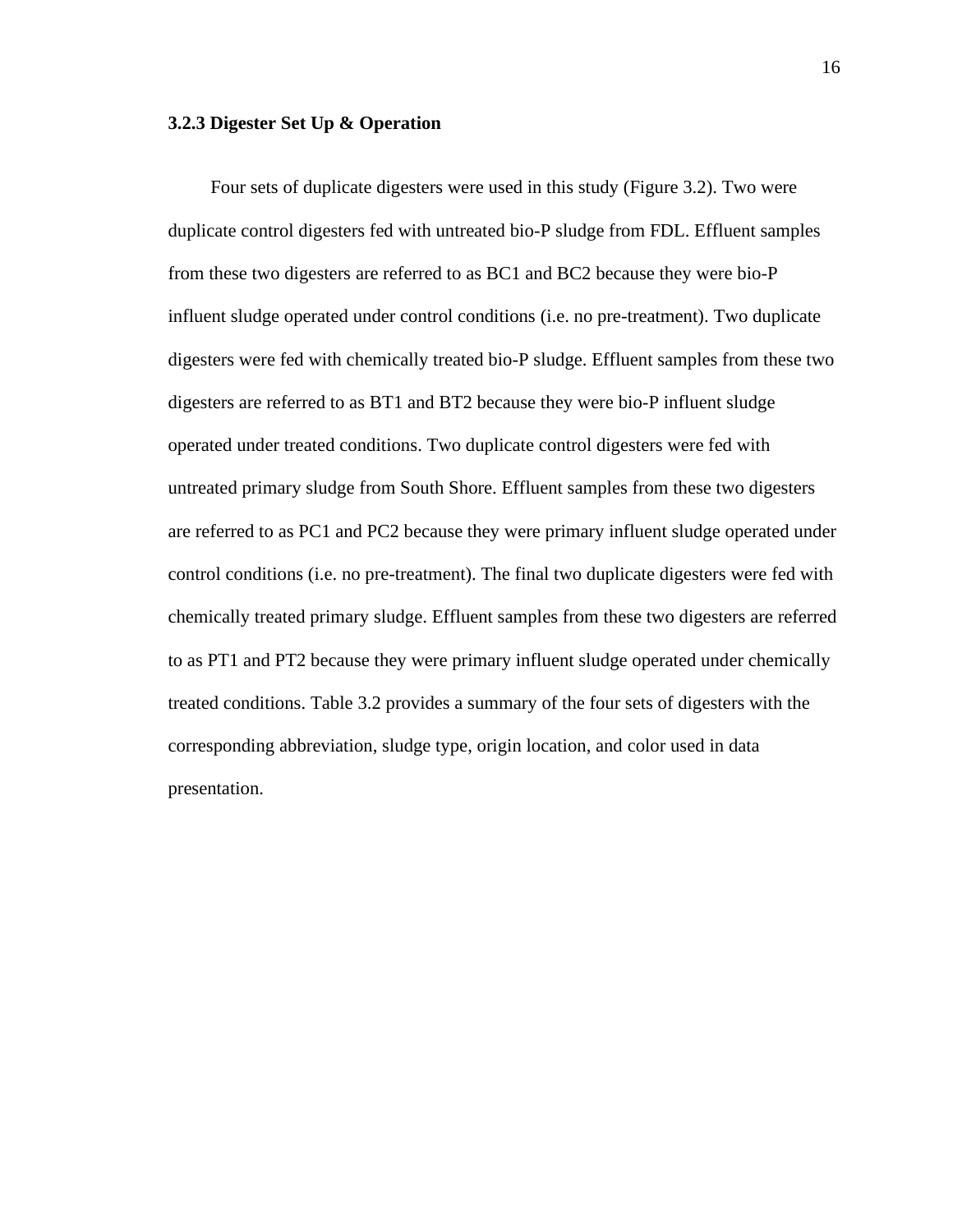### 3.2.3 Digester Set Up & Operation

Four sets of duplicate digesters were used in this study (Figure 3.2). Two were duplicate control digesters fed with untreated bio-P sludge from FDL. Effluent samples from these two digesters are referred to as BC1 and BC2 because they were bio-P influent sludge operated under control conditions (i.e. no pre-treatment). Two duplicate digesters were fed with chemically treated bio-P sludge. Effluent samples from these two digesters are referred to as BT1 and BT2 because they were bio-P influent sludge operated under treated conditions. Two duplicate control digesters were fed with untreated primary sludge from South Shore. Effluent samples from these two digesters are referred to as PC1 and PC2 because they were primary influent sludge operated under control conditions (i.e. no pre-treatment). The final two duplicate digesters were fed with chemically treated primary sludge. Effluent samples from these two digesters are referred to as PT1 and PT2 because they were primary influent sludge operated under chemically treated conditions. Table 3.2 provides a summary of the four sets of digesters with the corresponding abbreviation, sludge type, origin location, and color used in data presentation.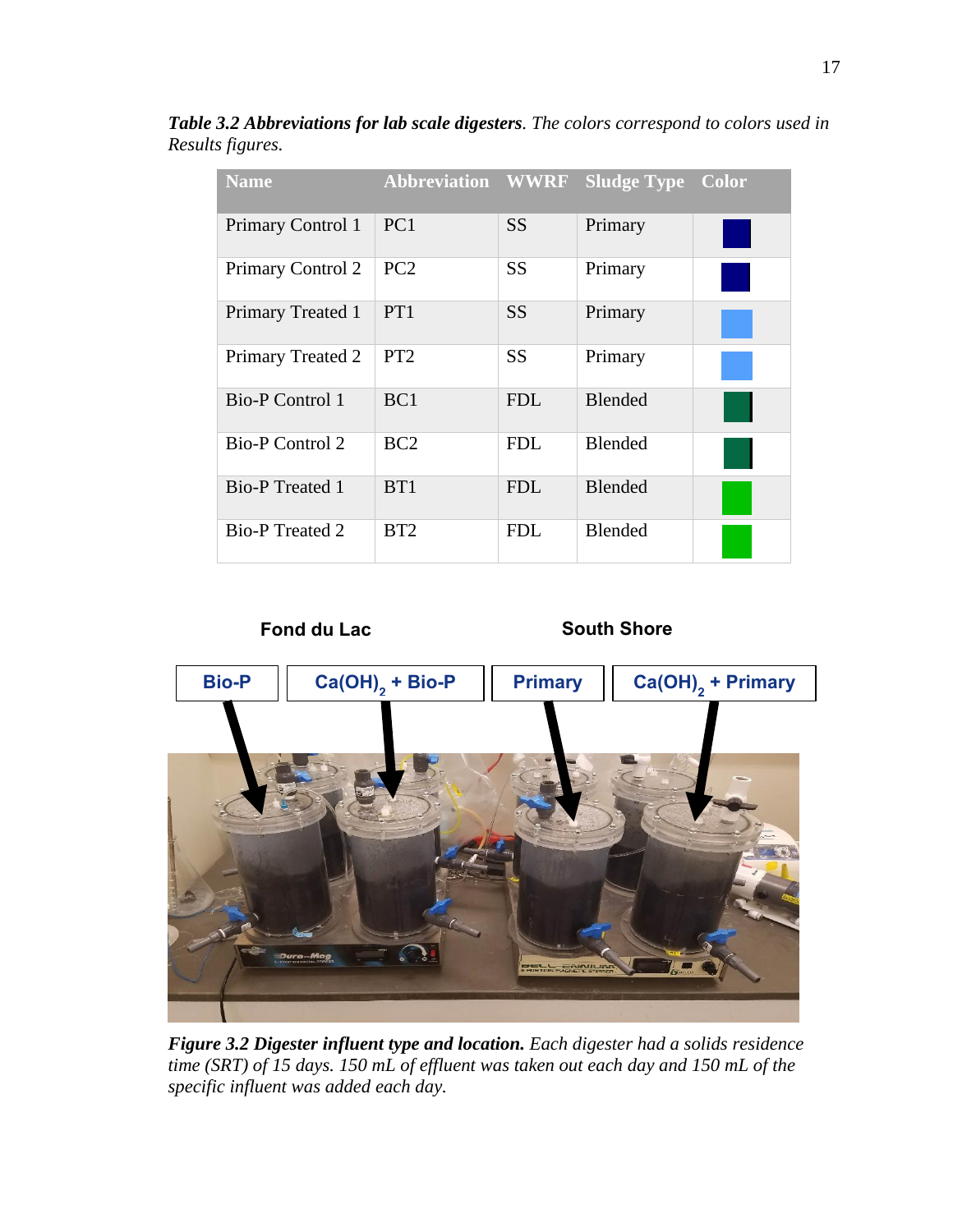***Table 3.2 Abbreviations for lab scale digesters**. The colors correspond to colors used in Results figures.*

| Name | Abbreviation | WWRF | Sludge Type | Color |
|---|---|---|---|---|
| Primary Control 1 | PC1 | SS | Primary | |
| Primary Control 2 | PC2 | SS | Primary | |
| Primary Treated 1 | PT1 | SS | Primary | |
| Primary Treated 2 | PT2 | SS | Primary | |
| Bio-P Control 1 | BC1 | FDL | Blended | |
| Bio-P Control 2 | BC2 | FDL | Blended | |
| Bio-P Treated 1 | BT1 | FDL | Blended | |
| Bio-P Treated 2 | BT2 | FDL | Blended | |

Fond du Lac | South Shore

Bio-P | $Ca(OH)_2$ + Bio-P | Primary | $Ca(OH)_2$ + Primary

***Figure 3.2 Digester influent type and location.** Each digester had a solids residence time (SRT) of 15 days. 150 mL of effluent was taken out each day and 150 mL of the specific influent was added each day.*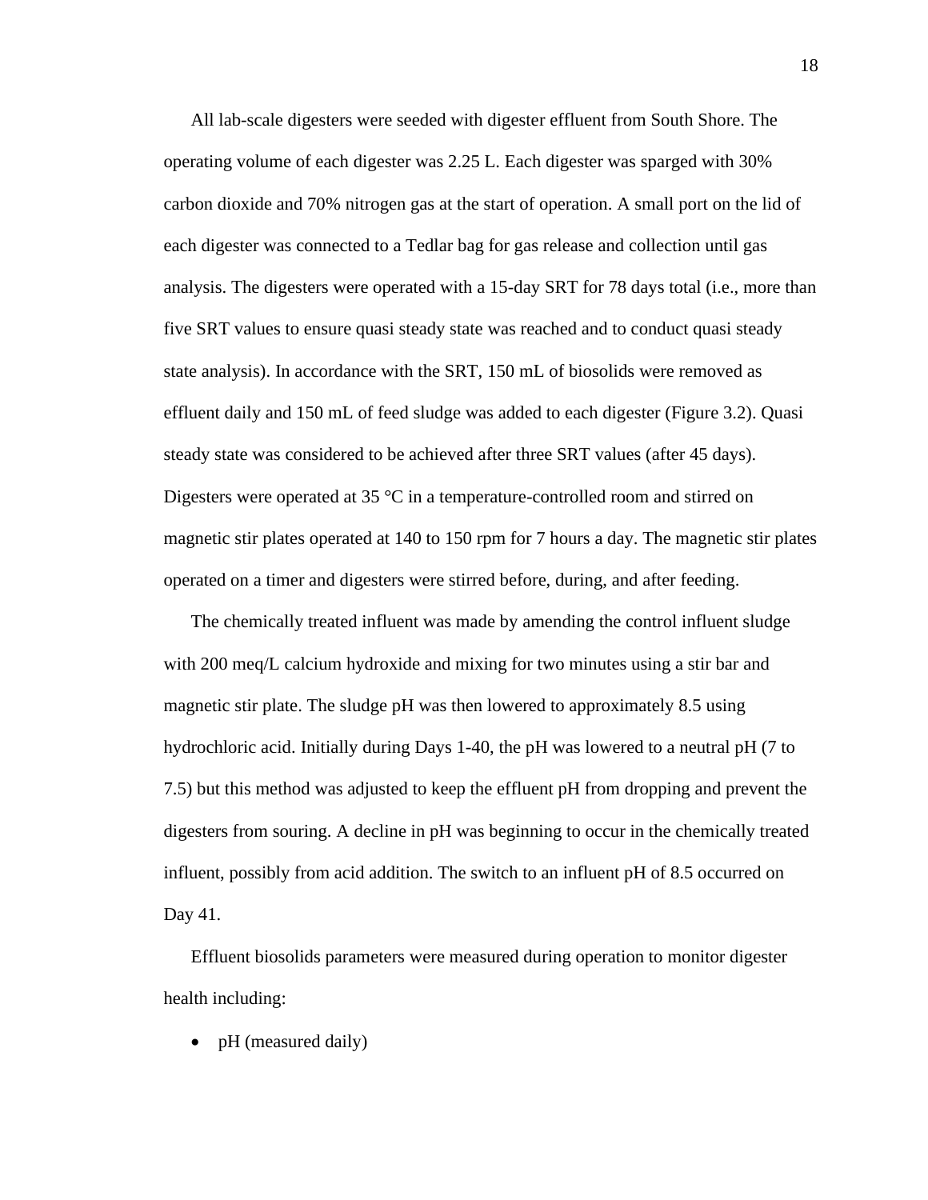All lab-scale digesters were seeded with digester effluent from South Shore. The operating volume of each digester was 2.25 L. Each digester was sparged with 30% carbon dioxide and 70% nitrogen gas at the start of operation. A small port on the lid of each digester was connected to a Tedlar bag for gas release and collection until gas analysis. The digesters were operated with a 15-day SRT for 78 days total (i.e., more than five SRT values to ensure quasi steady state was reached and to conduct quasi steady state analysis). In accordance with the SRT, 150 mL of biosolids were removed as effluent daily and 150 mL of feed sludge was added to each digester (Figure 3.2). Quasi steady state was considered to be achieved after three SRT values (after 45 days). Digesters were operated at 35 °C in a temperature-controlled room and stirred on magnetic stir plates operated at 140 to 150 rpm for 7 hours a day. The magnetic stir plates operated on a timer and digesters were stirred before, during, and after feeding.

The chemically treated influent was made by amending the control influent sludge with 200 meq/L calcium hydroxide and mixing for two minutes using a stir bar and magnetic stir plate. The sludge pH was then lowered to approximately 8.5 using hydrochloric acid. Initially during Days 1-40, the pH was lowered to a neutral pH (7 to 7.5) but this method was adjusted to keep the effluent pH from dropping and prevent the digesters from souring. A decline in pH was beginning to occur in the chemically treated influent, possibly from acid addition. The switch to an influent pH of 8.5 occurred on Day 41.

Effluent biosolids parameters were measured during operation to monitor digester health including:

- pH (measured daily)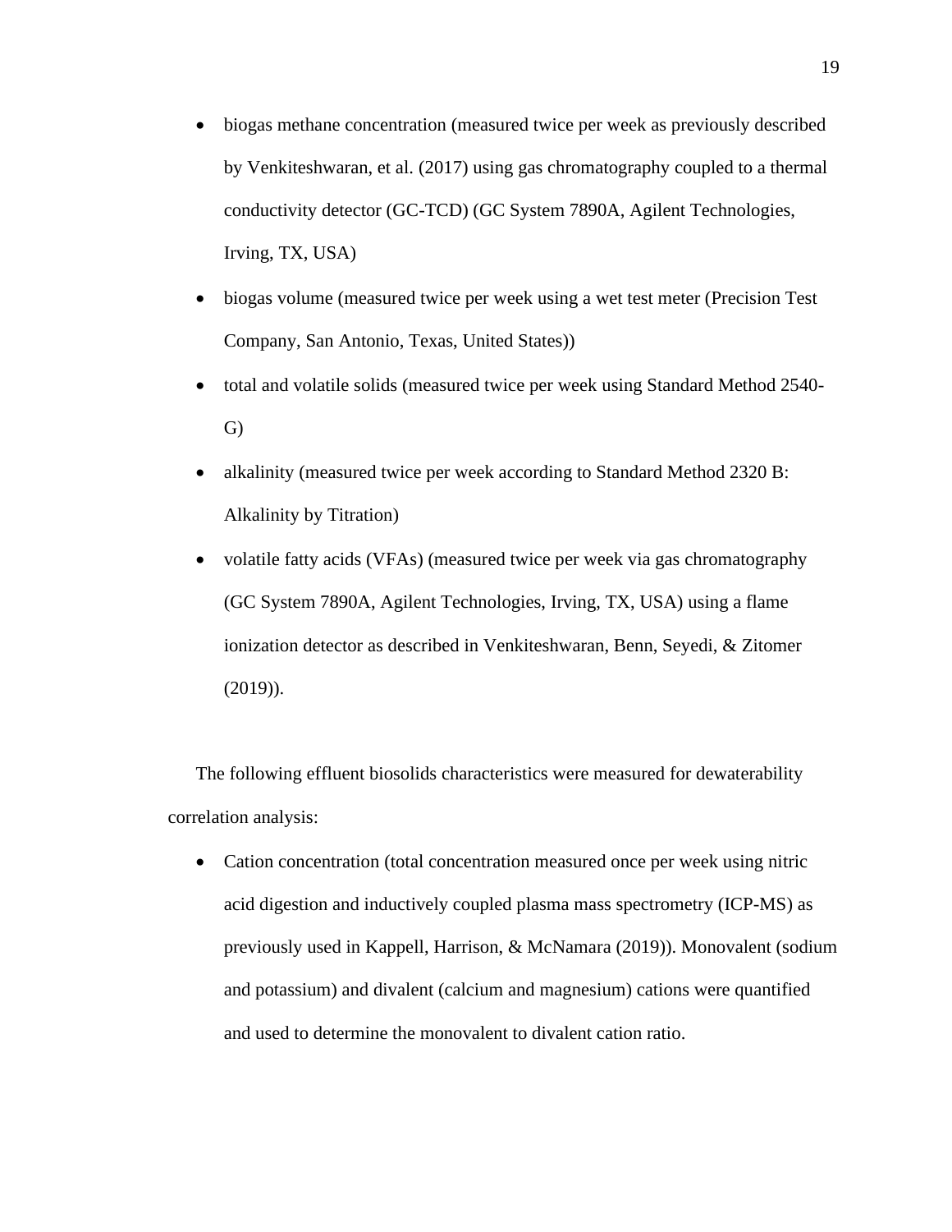- biogas methane concentration (measured twice per week as previously described by Venkiteshwaran, et al. (2017) using gas chromatography coupled to a thermal conductivity detector (GC-TCD) (GC System 7890A, Agilent Technologies, Irving, TX, USA)
- biogas volume (measured twice per week using a wet test meter (Precision Test Company, San Antonio, Texas, United States))
- total and volatile solids (measured twice per week using Standard Method 2540-G)
- alkalinity (measured twice per week according to Standard Method 2320 B: Alkalinity by Titration)
- volatile fatty acids (VFAs) (measured twice per week via gas chromatography (GC System 7890A, Agilent Technologies, Irving, TX, USA) using a flame ionization detector as described in Venkiteshwaran, Benn, Seyedi, & Zitomer (2019)).

The following effluent biosolids characteristics were measured for dewaterability correlation analysis:

- Cation concentration (total concentration measured once per week using nitric acid digestion and inductively coupled plasma mass spectrometry (ICP-MS) as previously used in Kappell, Harrison, & McNamara (2019)). Monovalent (sodium and potassium) and divalent (calcium and magnesium) cations were quantified and used to determine the monovalent to divalent cation ratio.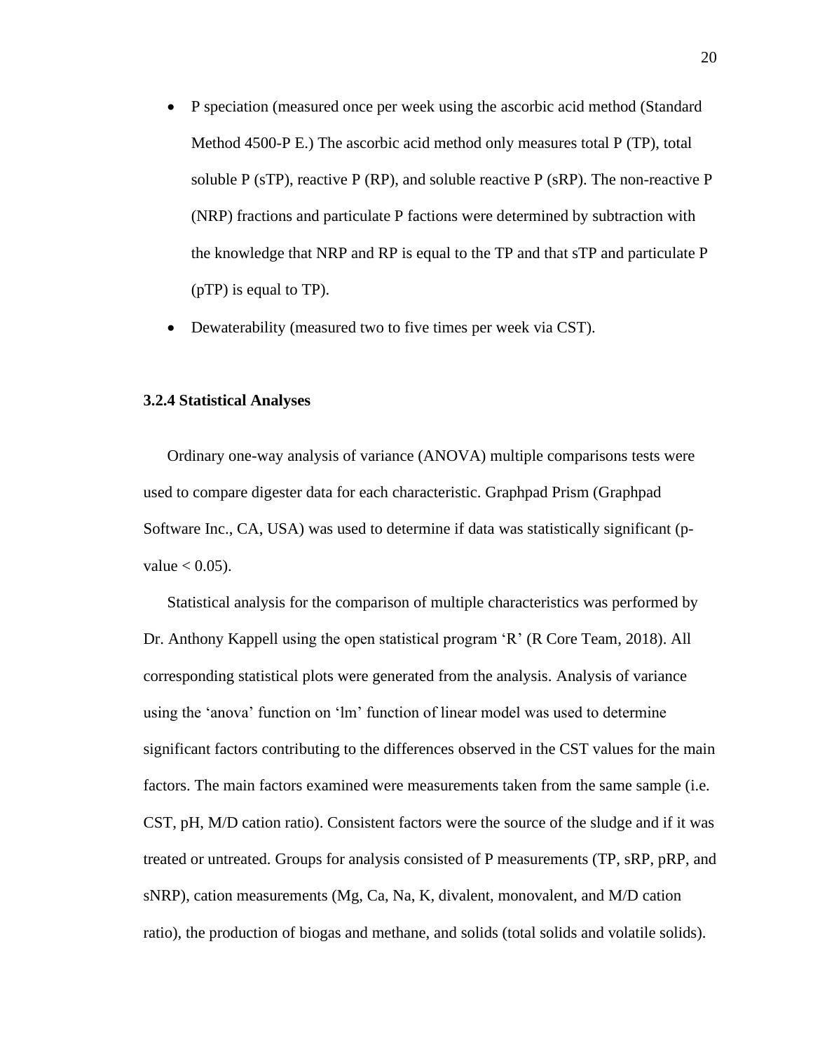- P speciation (measured once per week using the ascorbic acid method (Standard Method 4500-P E.) The ascorbic acid method only measures total P (TP), total soluble P (sTP), reactive P (RP), and soluble reactive P (sRP). The non-reactive P (NRP) fractions and particulate P factions were determined by subtraction with the knowledge that NRP and RP is equal to the TP and that sTP and particulate P (pTP) is equal to TP).
- Dewaterability (measured two to five times per week via CST).

### 3.2.4 Statistical Analyses

Ordinary one-way analysis of variance (ANOVA) multiple comparisons tests were used to compare digester data for each characteristic. Graphpad Prism (Graphpad Software Inc., CA, USA) was used to determine if data was statistically significant (p-value $< 0.05$).

Statistical analysis for the comparison of multiple characteristics was performed by Dr. Anthony Kappell using the open statistical program 'R' (R Core Team, 2018). All corresponding statistical plots were generated from the analysis. Analysis of variance using the 'anova' function on 'lm' function of linear model was used to determine significant factors contributing to the differences observed in the CST values for the main factors. The main factors examined were measurements taken from the same sample (i.e. CST, pH, M/D cation ratio). Consistent factors were the source of the sludge and if it was treated or untreated. Groups for analysis consisted of P measurements (TP, sRP, pRP, and sNRP), cation measurements (Mg, Ca, Na, K, divalent, monovalent, and M/D cation ratio), the production of biogas and methane, and solids (total solids and volatile solids).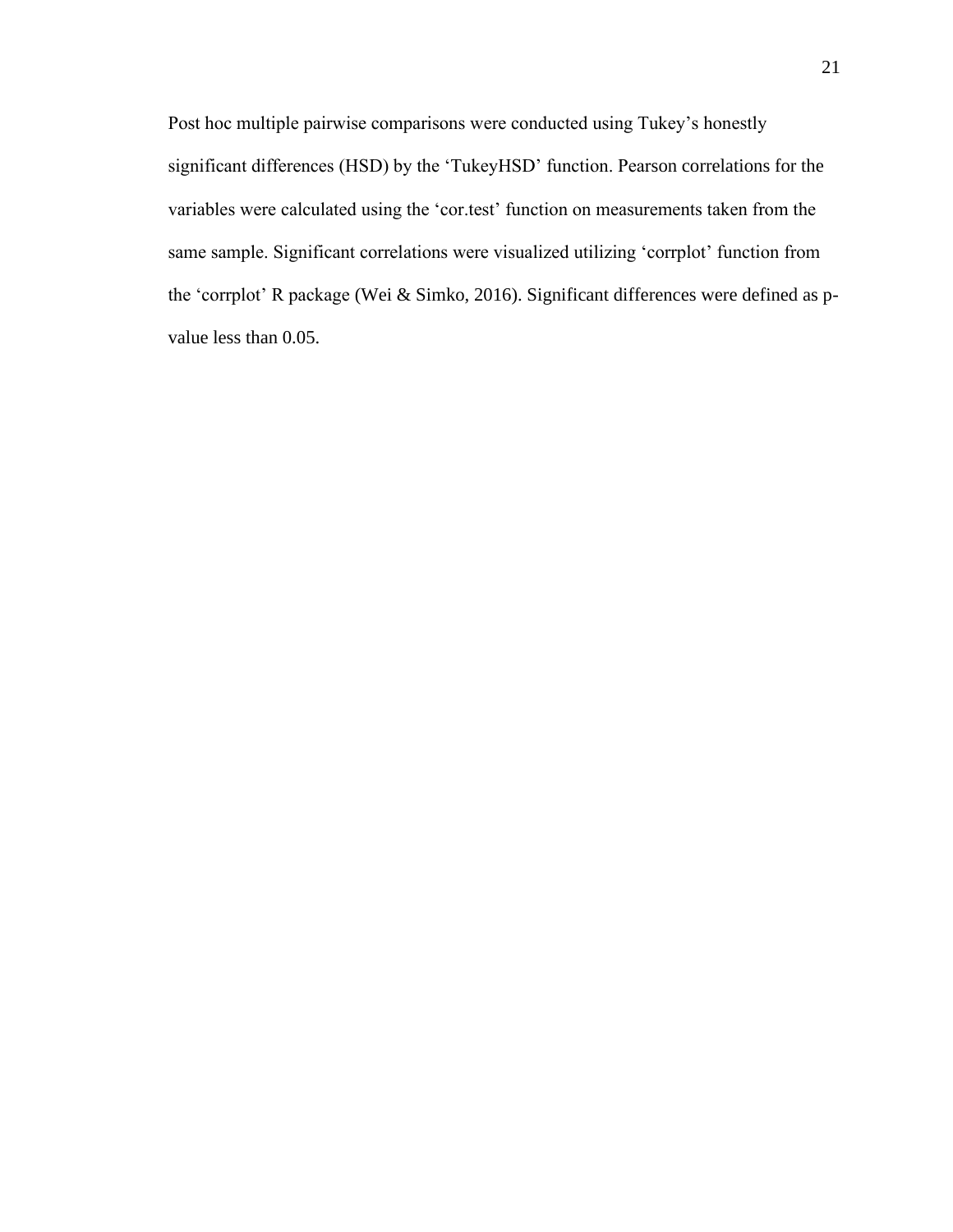Post hoc multiple pairwise comparisons were conducted using Tukey's honestly significant differences (HSD) by the 'TukeyHSD' function. Pearson correlations for the variables were calculated using the 'cor.test' function on measurements taken from the same sample. Significant correlations were visualized utilizing 'corrplot' function from the 'corrplot' R package (Wei & Simko, 2016). Significant differences were defined as p-value less than 0.05.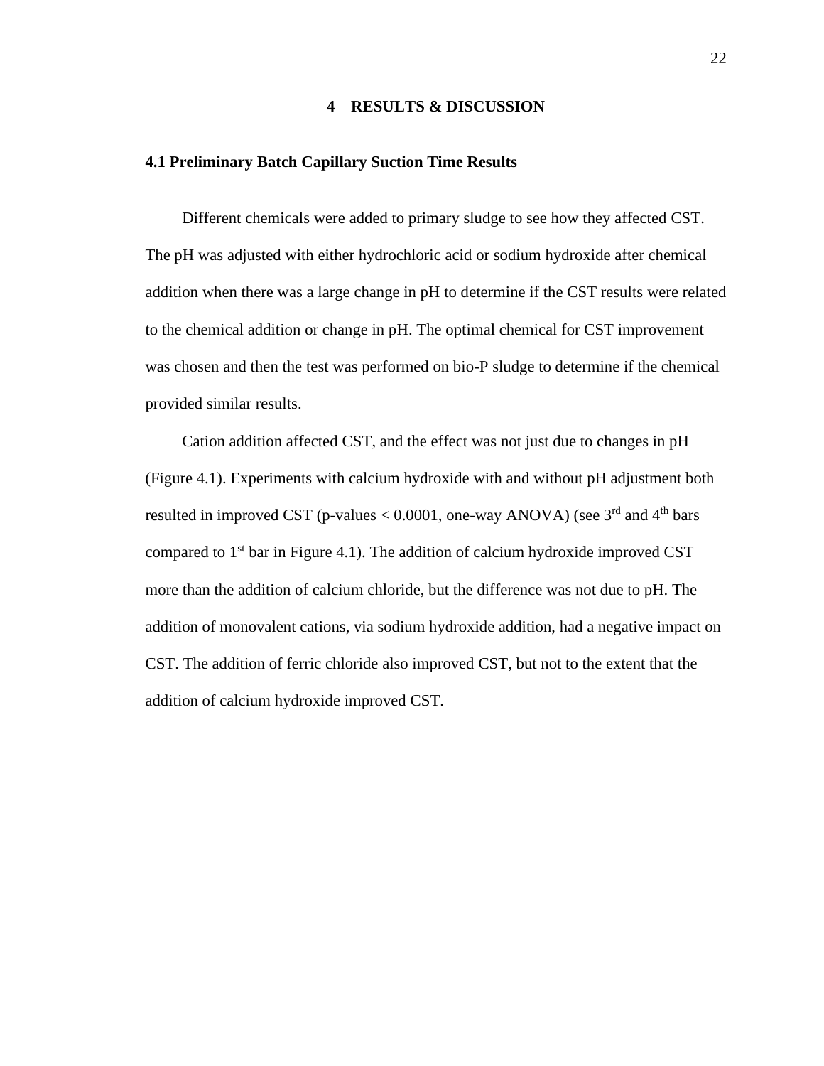# 4 RESULTS & DISCUSSION

## 4.1 Preliminary Batch Capillary Suction Time Results

Different chemicals were added to primary sludge to see how they affected CST. The pH was adjusted with either hydrochloric acid or sodium hydroxide after chemical addition when there was a large change in pH to determine if the CST results were related to the chemical addition or change in pH. The optimal chemical for CST improvement was chosen and then the test was performed on bio-P sludge to determine if the chemical provided similar results.

Cation addition affected CST, and the effect was not just due to changes in pH (Figure 4.1). Experiments with calcium hydroxide with and without pH adjustment both resulted in improved CST (p-values $< 0.0001$, one-way ANOVA) (see 3rd and 4th bars compared to 1st bar in Figure 4.1). The addition of calcium hydroxide improved CST more than the addition of calcium chloride, but the difference was not due to pH. The addition of monovalent cations, via sodium hydroxide addition, had a negative impact on CST. The addition of ferric chloride also improved CST, but not to the extent that the addition of calcium hydroxide improved CST.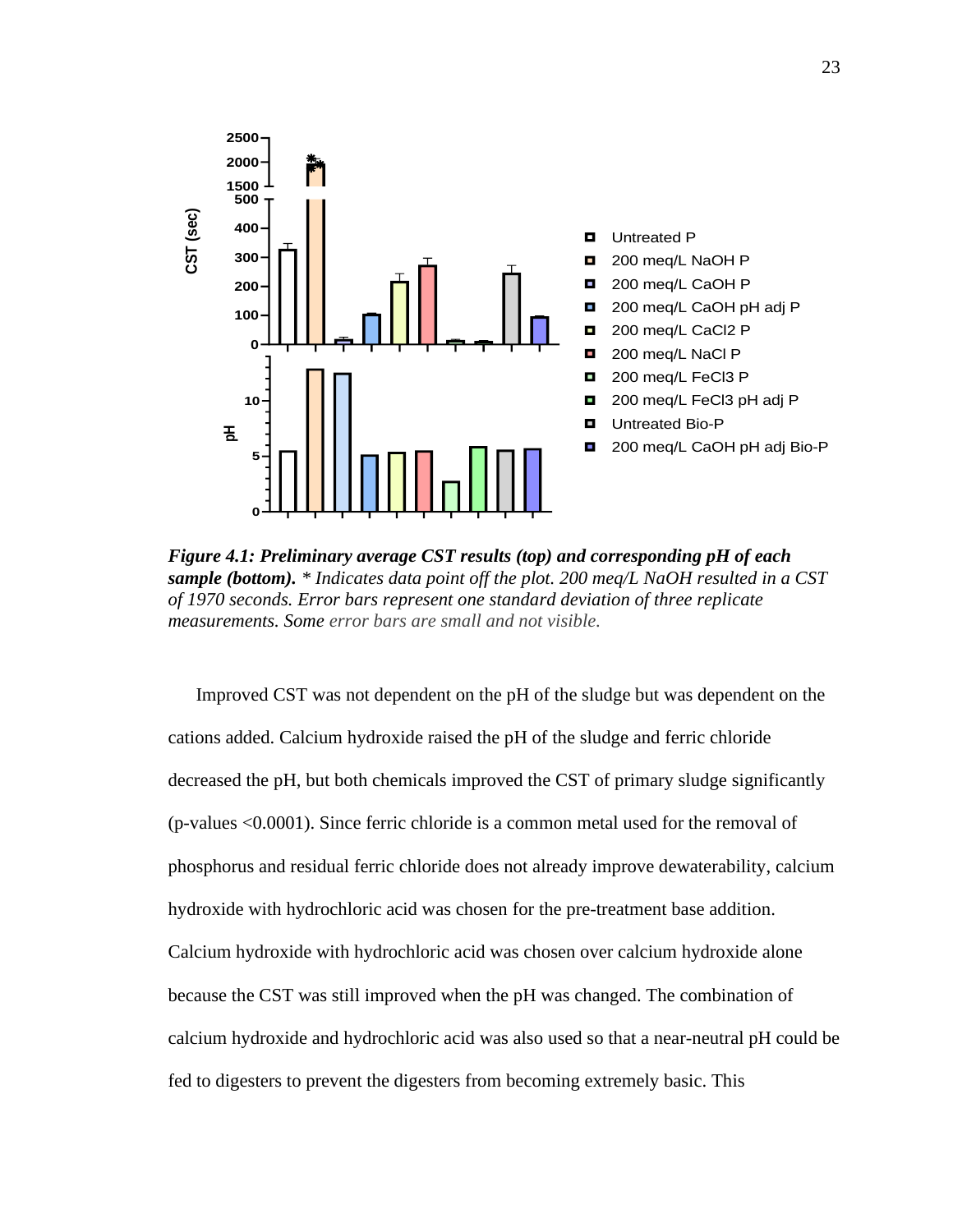***Figure 4.1: Preliminary average CST results (top) and corresponding pH of each sample (bottom).*** *\* Indicates data point off the plot. 200 meq/L NaOH resulted in a CST of 1970 seconds. Error bars represent one standard deviation of three replicate measurements. Some error bars are small and not visible.*

Improved CST was not dependent on the pH of the sludge but was dependent on the cations added. Calcium hydroxide raised the pH of the sludge and ferric chloride decreased the pH, but both chemicals improved the CST of primary sludge significantly (p-values <0.0001). Since ferric chloride is a common metal used for the removal of phosphorus and residual ferric chloride does not already improve dewaterability, calcium hydroxide with hydrochloric acid was chosen for the pre-treatment base addition. Calcium hydroxide with hydrochloric acid was chosen over calcium hydroxide alone because the CST was still improved when the pH was changed. The combination of calcium hydroxide and hydrochloric acid was also used so that a near-neutral pH could be fed to digesters to prevent the digesters from becoming extremely basic. This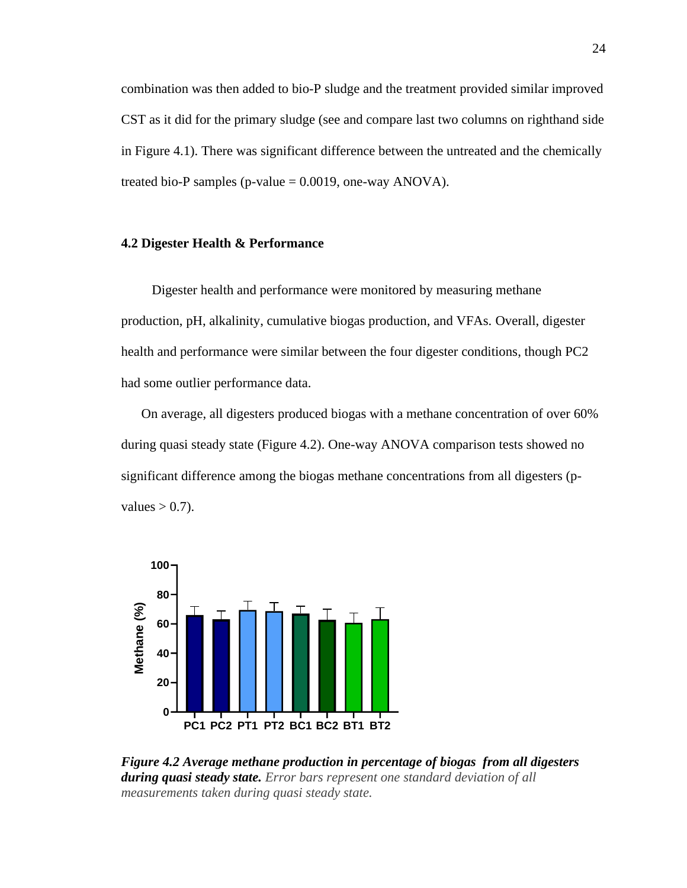combination was then added to bio-P sludge and the treatment provided similar improved CST as it did for the primary sludge (see and compare last two columns on righthand side in Figure 4.1). There was significant difference between the untreated and the chemically treated bio-P samples (p-value = 0.0019, one-way ANOVA).

### 4.2 Digester Health & Performance

Digester health and performance were monitored by measuring methane production, pH, alkalinity, cumulative biogas production, and VFAs. Overall, digester health and performance were similar between the four digester conditions, though PC2 had some outlier performance data.

On average, all digesters produced biogas with a methane concentration of over 60% during quasi steady state (Figure 4.2). One-way ANOVA comparison tests showed no significant difference among the biogas methane concentrations from all digesters (p-values > 0.7).

***Figure 4.2 Average methane production in percentage of biogas from all digesters during quasi steady state.*** *Error bars represent one standard deviation of all measurements taken during quasi steady state.*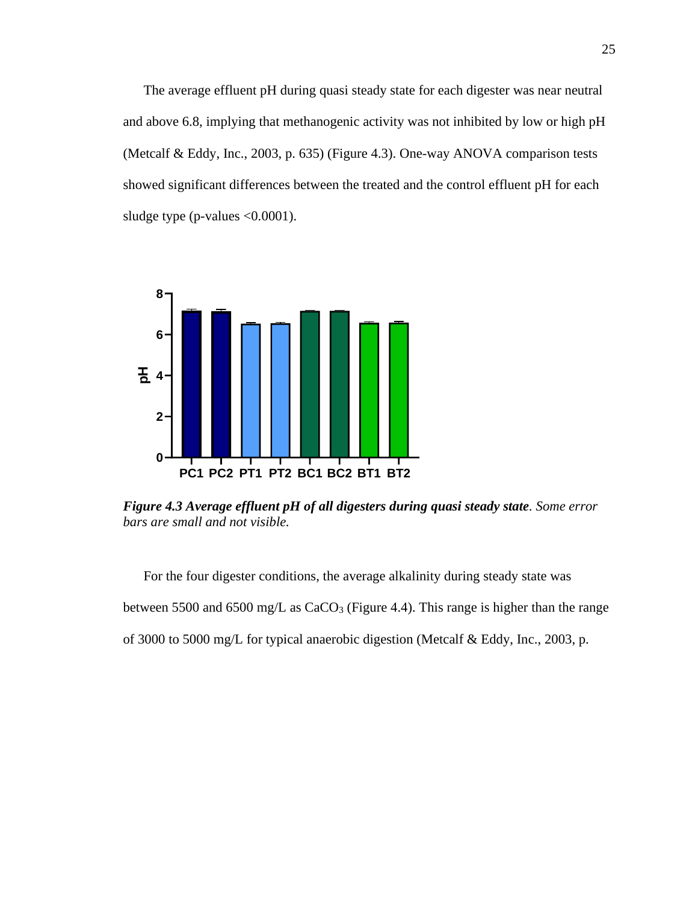The average effluent pH during quasi steady state for each digester was near neutral and above 6.8, implying that methanogenic activity was not inhibited by low or high pH (Metcalf & Eddy, Inc., 2003, p. 635) (Figure 4.3). One-way ANOVA comparison tests showed significant differences between the treated and the control effluent pH for each sludge type (p-values <0.0001).

***Figure 4.3 Average effluent pH of all digesters during quasi steady state****. Some error bars are small and not visible.*

For the four digester conditions, the average alkalinity during steady state was between 5500 and 6500 mg/L as $CaCO_3$ (Figure 4.4). This range is higher than the range of 3000 to 5000 mg/L for typical anaerobic digestion (Metcalf & Eddy, Inc., 2003, p.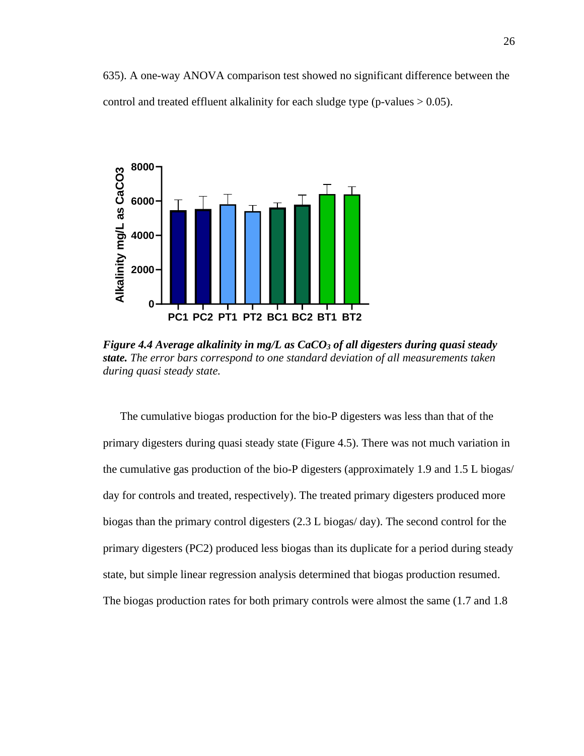635). A one-way ANOVA comparison test showed no significant difference between the control and treated effluent alkalinity for each sludge type (p-values > 0.05).

***Figure 4.4 Average alkalinity in mg/L as $CaCO_3$ of all digesters during quasi steady state.*** *The error bars correspond to one standard deviation of all measurements taken during quasi steady state.*

The cumulative biogas production for the bio-P digesters was less than that of the primary digesters during quasi steady state (Figure 4.5). There was not much variation in the cumulative gas production of the bio-P digesters (approximately 1.9 and 1.5 L biogas/ day for controls and treated, respectively). The treated primary digesters produced more biogas than the primary control digesters (2.3 L biogas/ day). The second control for the primary digesters (PC2) produced less biogas than its duplicate for a period during steady state, but simple linear regression analysis determined that biogas production resumed. The biogas production rates for both primary controls were almost the same (1.7 and 1.8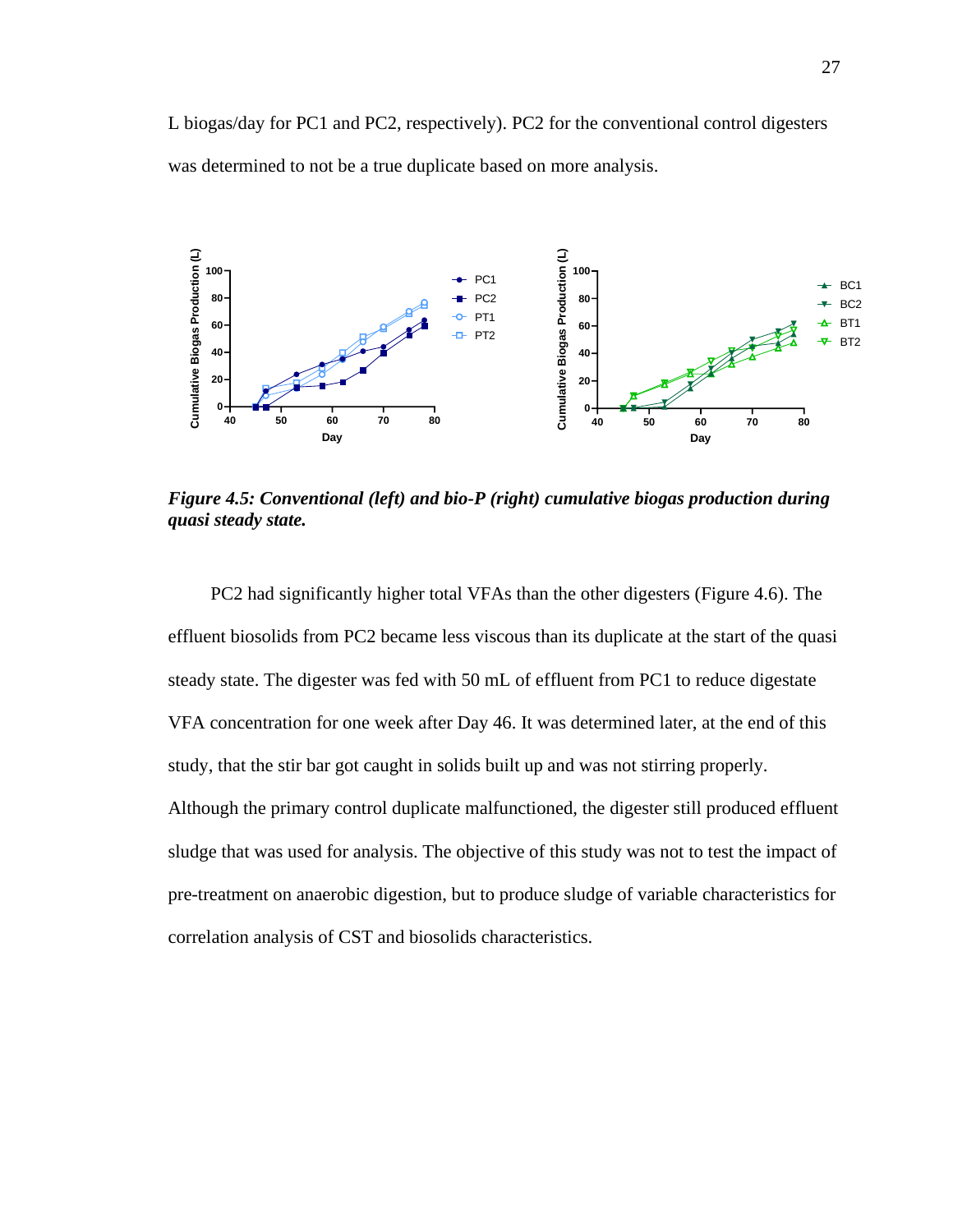L biogas/day for PC1 and PC2, respectively). PC2 for the conventional control digesters was determined to not be a true duplicate based on more analysis.

***Figure 4.5: Conventional (left) and bio-P (right) cumulative biogas production during quasi steady state.***

PC2 had significantly higher total VFAs than the other digesters (Figure 4.6). The effluent biosolids from PC2 became less viscous than its duplicate at the start of the quasi steady state. The digester was fed with 50 mL of effluent from PC1 to reduce digestate VFA concentration for one week after Day 46. It was determined later, at the end of this study, that the stir bar got caught in solids built up and was not stirring properly. Although the primary control duplicate malfunctioned, the digester still produced effluent sludge that was used for analysis. The objective of this study was not to test the impact of pre-treatment on anaerobic digestion, but to produce sludge of variable characteristics for correlation analysis of CST and biosolids characteristics.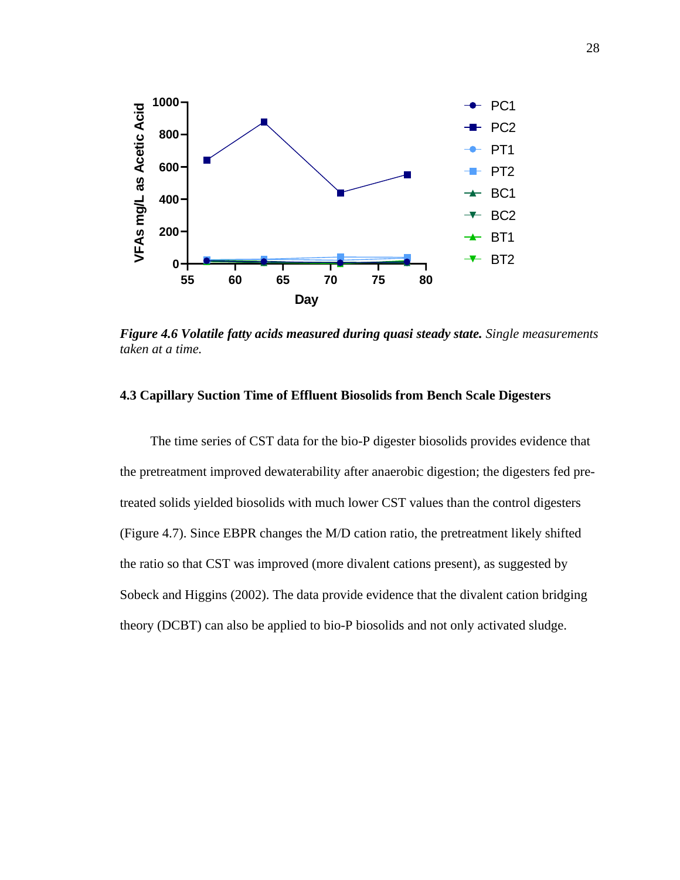*Figure 4.6* ***Volatile fatty acids measured during quasi steady state.*** *Single measurements taken at a time.*

### 4.3 Capillary Suction Time of Effluent Biosolids from Bench Scale Digesters

The time series of CST data for the bio-P digester biosolids provides evidence that the pretreatment improved dewaterability after anaerobic digestion; the digesters fed pre-treated solids yielded biosolids with much lower CST values than the control digesters (Figure 4.7). Since EBPR changes the M/D cation ratio, the pretreatment likely shifted the ratio so that CST was improved (more divalent cations present), as suggested by Sobeck and Higgins (2002). The data provide evidence that the divalent cation bridging theory (DCBT) can also be applied to bio-P biosolids and not only activated sludge.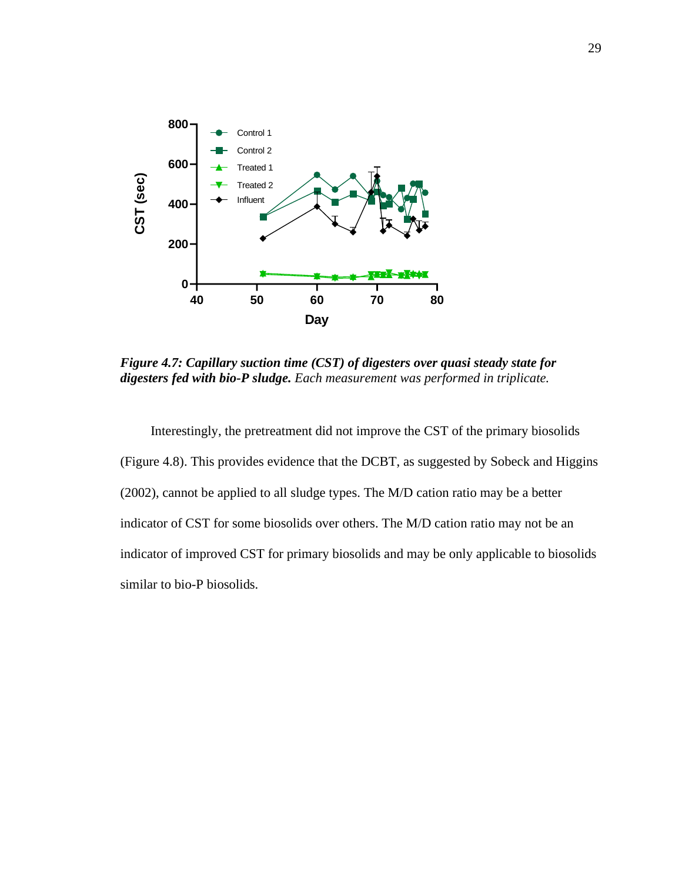***Figure 4.7: Capillary suction time (CST) of digesters over quasi steady state for digesters fed with bio-P sludge.*** *Each measurement was performed in triplicate.*

Interestingly, the pretreatment did not improve the CST of the primary biosolids (Figure 4.8). This provides evidence that the DCBT, as suggested by Sobeck and Higgins (2002), cannot be applied to all sludge types. The M/D cation ratio may be a better indicator of CST for some biosolids over others. The M/D cation ratio may not be an indicator of improved CST for primary biosolids and may be only applicable to biosolids similar to bio-P biosolids.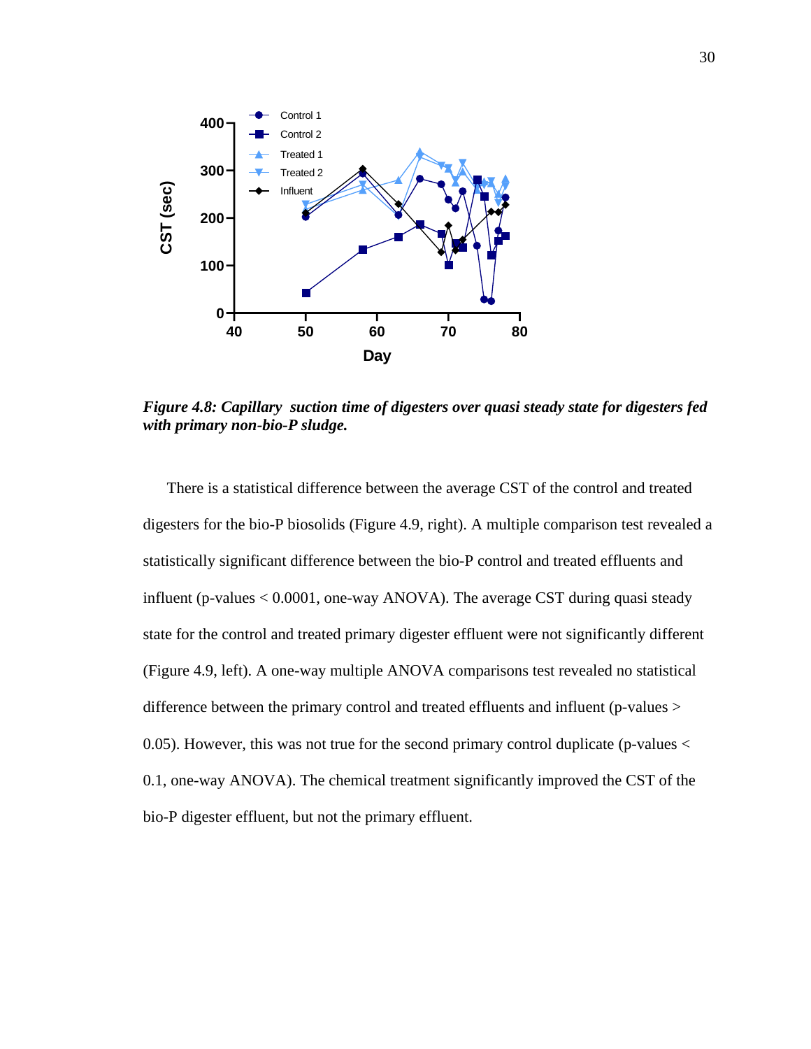*Figure 4.8: Capillary suction time of digesters over quasi steady state for digesters fed with primary non-bio-P sludge.*

There is a statistical difference between the average CST of the control and treated digesters for the bio-P biosolids (Figure 4.9, right). A multiple comparison test revealed a statistically significant difference between the bio-P control and treated effluents and influent (p-values < 0.0001, one-way ANOVA). The average CST during quasi steady state for the control and treated primary digester effluent were not significantly different (Figure 4.9, left). A one-way multiple ANOVA comparisons test revealed no statistical difference between the primary control and treated effluents and influent (p-values > 0.05). However, this was not true for the second primary control duplicate (p-values < 0.1, one-way ANOVA). The chemical treatment significantly improved the CST of the bio-P digester effluent, but not the primary effluent.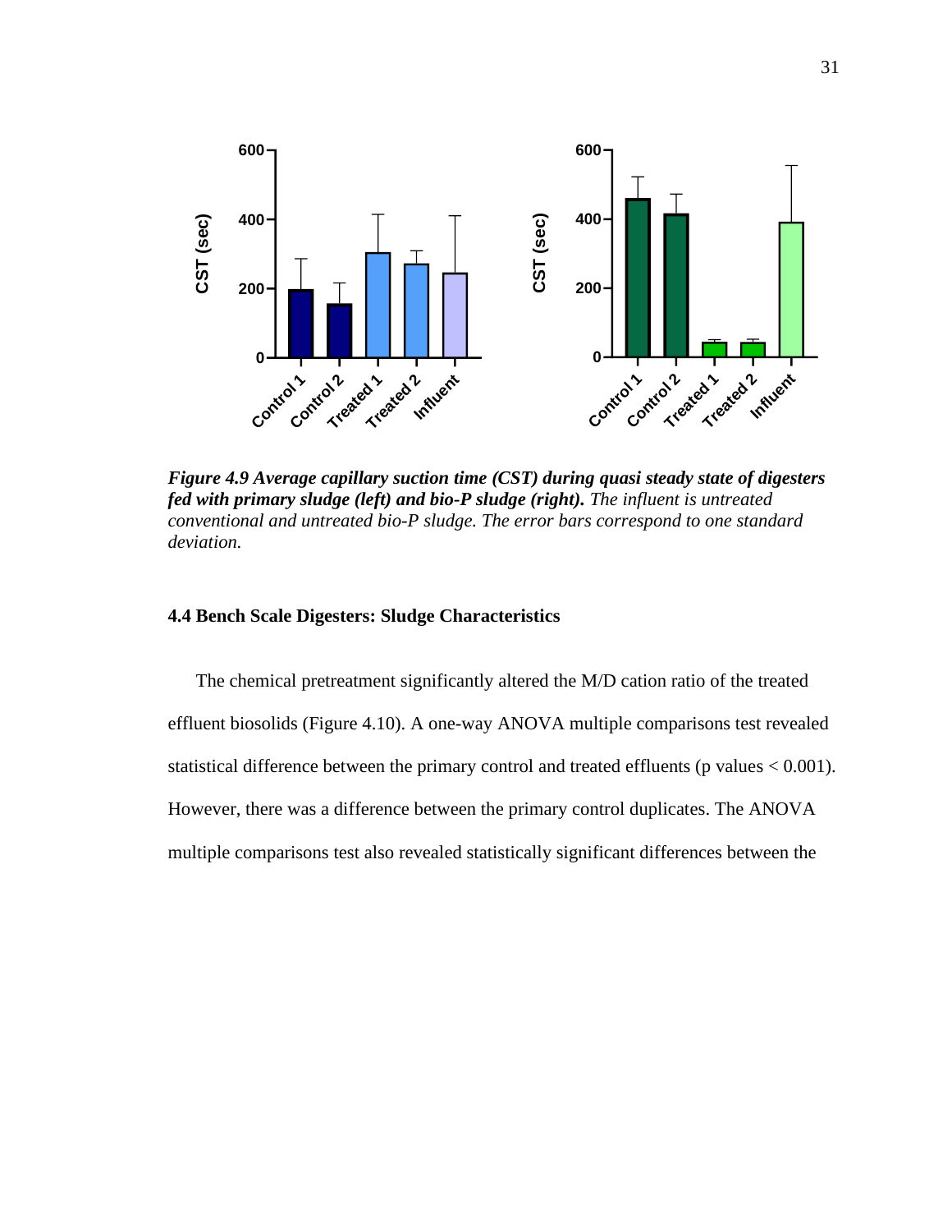***Figure 4.9 Average capillary suction time (CST) during quasi steady state of digesters fed with primary sludge (left) and bio-P sludge (right).*** *The influent is untreated conventional and untreated bio-P sludge. The error bars correspond to one standard deviation.*

### 4.4 Bench Scale Digesters: Sludge Characteristics

The chemical pretreatment significantly altered the M/D cation ratio of the treated effluent biosolids (Figure 4.10). A one-way ANOVA multiple comparisons test revealed statistical difference between the primary control and treated effluents (p values $< 0.001$). However, there was a difference between the primary control duplicates. The ANOVA multiple comparisons test also revealed statistically significant differences between the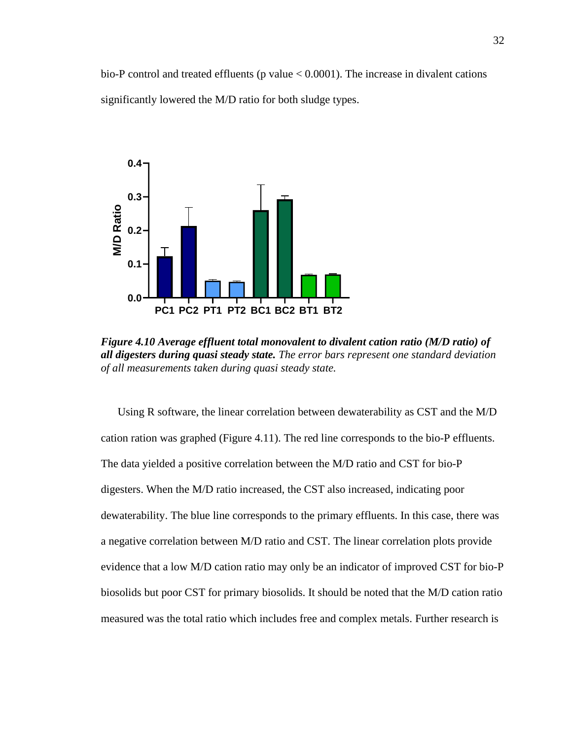bio-P control and treated effluents (p value < 0.0001). The increase in divalent cations significantly lowered the M/D ratio for both sludge types.

***Figure 4.10 Average effluent total monovalent to divalent cation ratio (M/D ratio) of all digesters during quasi steady state.*** *The error bars represent one standard deviation of all measurements taken during quasi steady state.*

Using R software, the linear correlation between dewaterability as CST and the M/D cation ration was graphed (Figure 4.11). The red line corresponds to the bio-P effluents. The data yielded a positive correlation between the M/D ratio and CST for bio-P digesters. When the M/D ratio increased, the CST also increased, indicating poor dewaterability. The blue line corresponds to the primary effluents. In this case, there was a negative correlation between M/D ratio and CST. The linear correlation plots provide evidence that a low M/D cation ratio may only be an indicator of improved CST for bio-P biosolids but poor CST for primary biosolids. It should be noted that the M/D cation ratio measured was the total ratio which includes free and complex metals. Further research is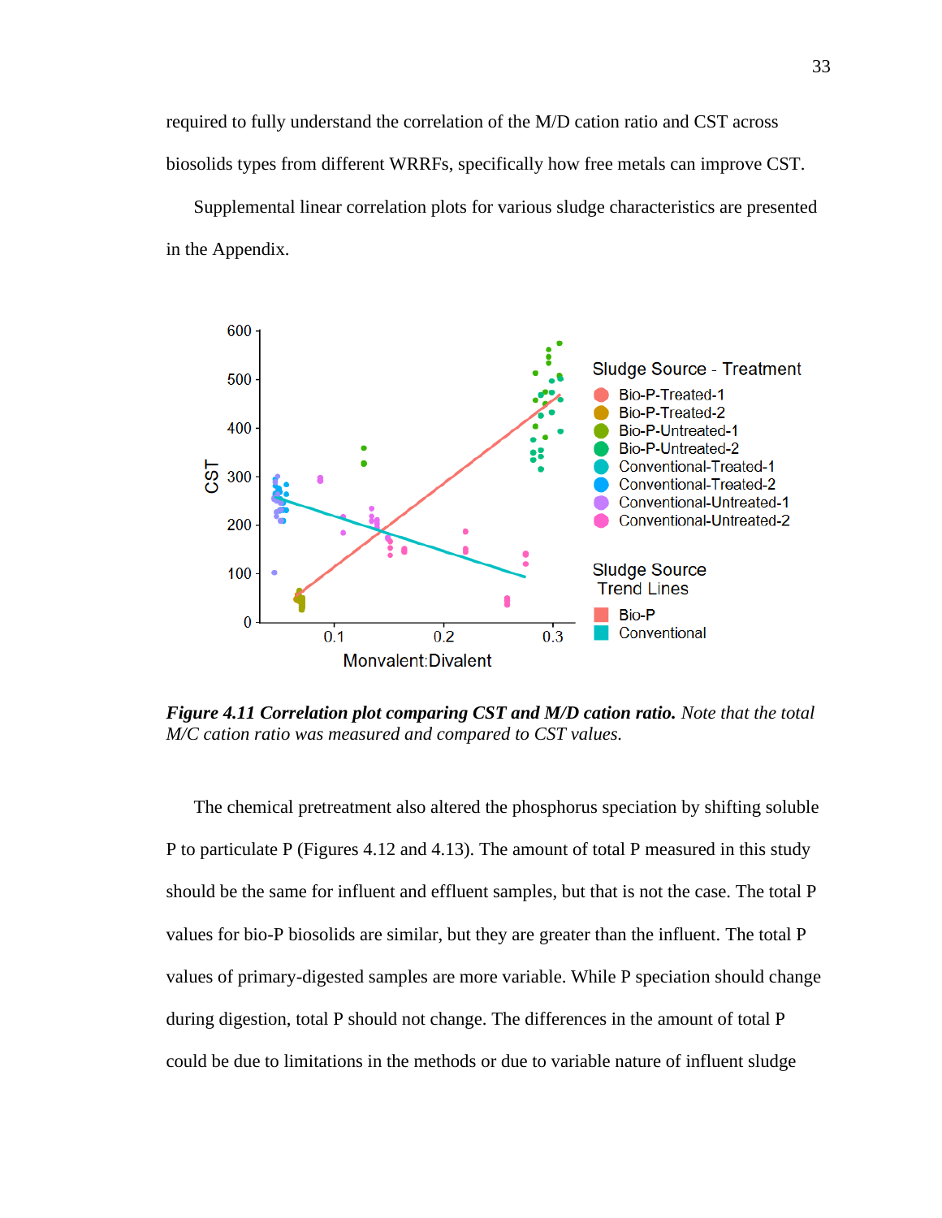required to fully understand the correlation of the M/D cation ratio and CST across biosolids types from different WRRFs, specifically how free metals can improve CST.

Supplemental linear correlation plots for various sludge characteristics are presented in the Appendix.

***Figure 4.11 Correlation plot comparing CST and M/D cation ratio.*** *Note that the total M/C cation ratio was measured and compared to CST values.*

The chemical pretreatment also altered the phosphorus speciation by shifting soluble P to particulate P (Figures 4.12 and 4.13). The amount of total P measured in this study should be the same for influent and effluent samples, but that is not the case. The total P values for bio-P biosolids are similar, but they are greater than the influent. The total P values of primary-digested samples are more variable. While P speciation should change during digestion, total P should not change. The differences in the amount of total P could be due to limitations in the methods or due to variable nature of influent sludge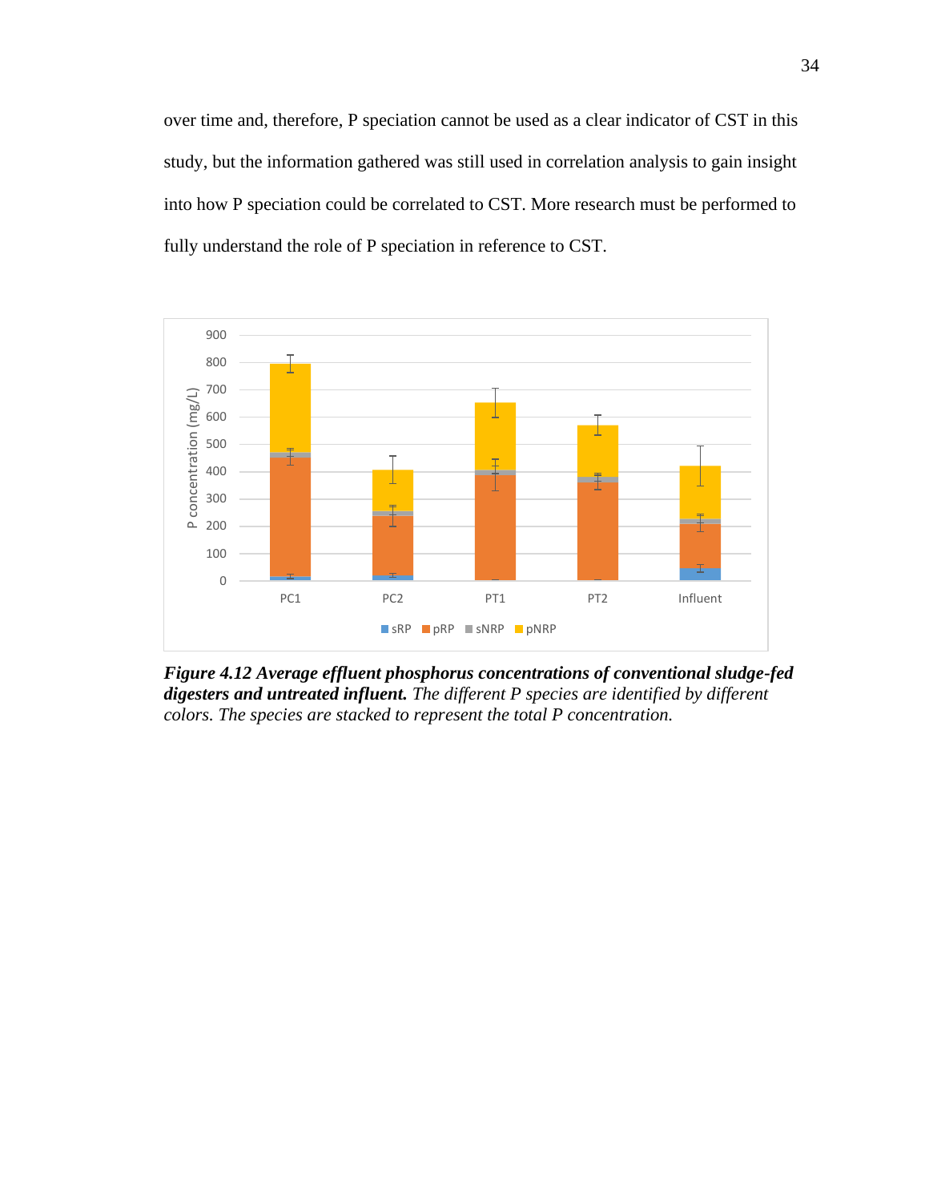over time and, therefore, P speciation cannot be used as a clear indicator of CST in this study, but the information gathered was still used in correlation analysis to gain insight into how P speciation could be correlated to CST. More research must be performed to fully understand the role of P speciation in reference to CST.

***Figure 4.12 Average effluent phosphorus concentrations of conventional sludge-fed digesters and untreated influent.*** *The different P species are identified by different colors. The species are stacked to represent the total P concentration.*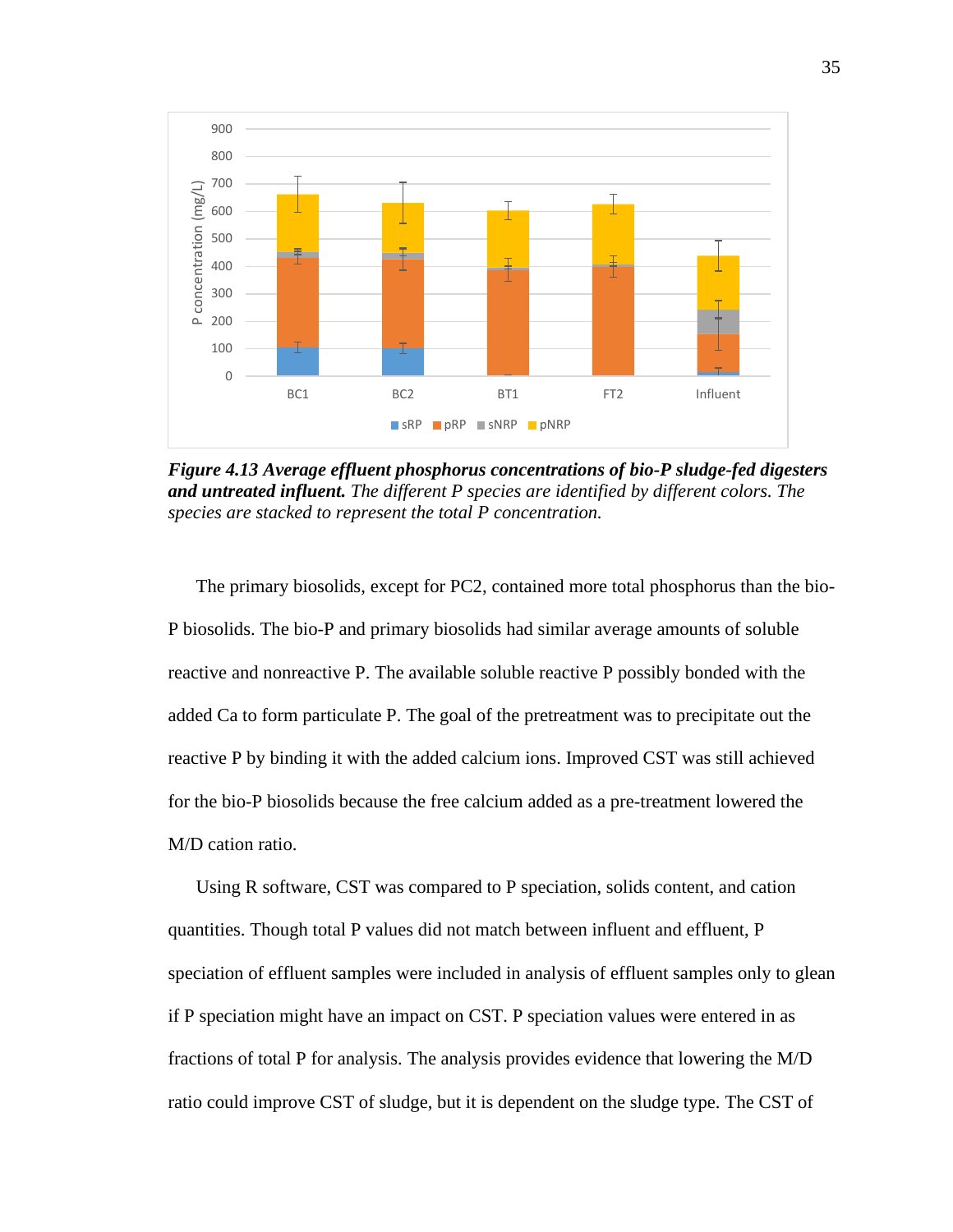***Figure 4.13 Average effluent phosphorus concentrations of bio-P sludge-fed digesters and untreated influent.*** *The different P species are identified by different colors. The species are stacked to represent the total P concentration.*

The primary biosolids, except for PC2, contained more total phosphorus than the bio-P biosolids. The bio-P and primary biosolids had similar average amounts of soluble reactive and nonreactive P. The available soluble reactive P possibly bonded with the added Ca to form particulate P. The goal of the pretreatment was to precipitate out the reactive P by binding it with the added calcium ions. Improved CST was still achieved for the bio-P biosolids because the free calcium added as a pre-treatment lowered the M/D cation ratio.

Using R software, CST was compared to P speciation, solids content, and cation quantities. Though total P values did not match between influent and effluent, P speciation of effluent samples were included in analysis of effluent samples only to glean if P speciation might have an impact on CST. P speciation values were entered in as fractions of total P for analysis. The analysis provides evidence that lowering the M/D ratio could improve CST of sludge, but it is dependent on the sludge type. The CST of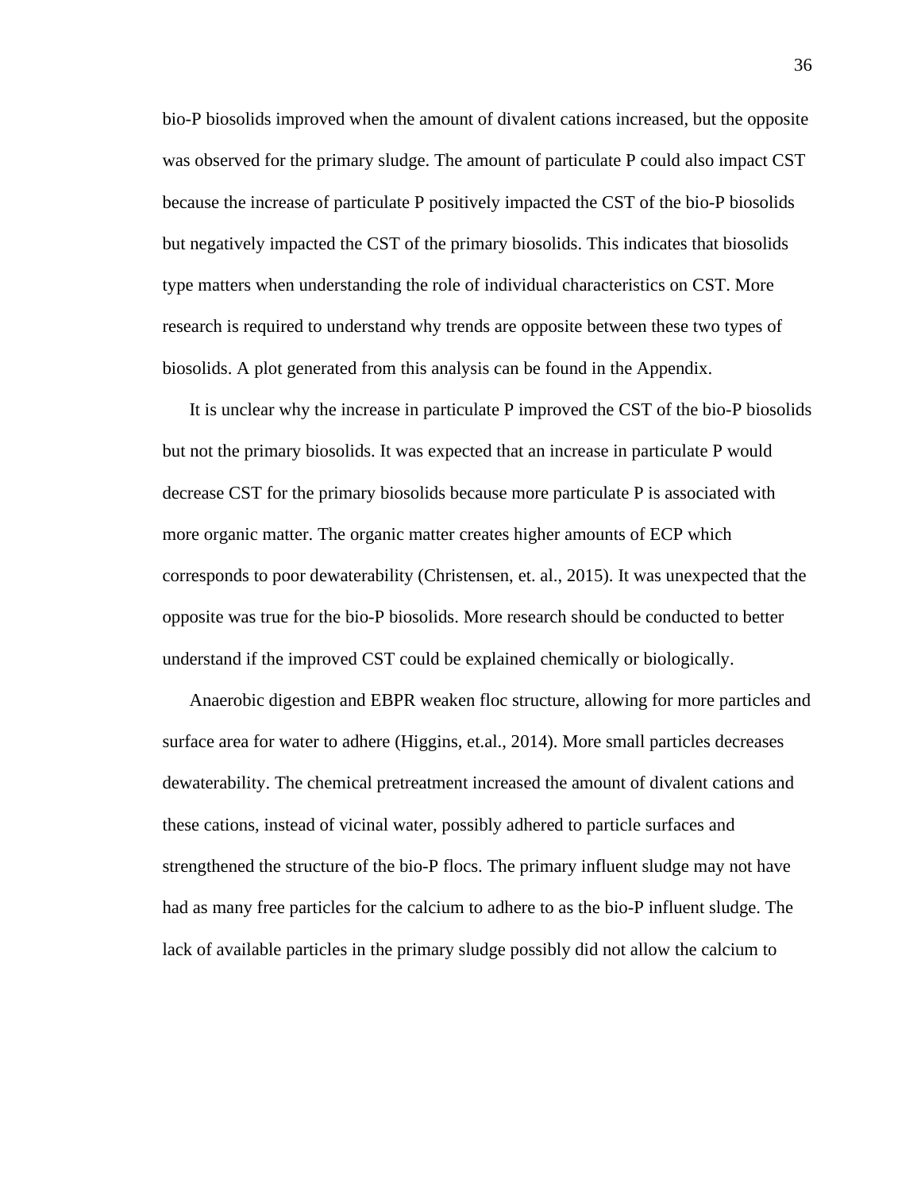bio-P biosolids improved when the amount of divalent cations increased, but the opposite was observed for the primary sludge. The amount of particulate P could also impact CST because the increase of particulate P positively impacted the CST of the bio-P biosolids but negatively impacted the CST of the primary biosolids. This indicates that biosolids type matters when understanding the role of individual characteristics on CST. More research is required to understand why trends are opposite between these two types of biosolids. A plot generated from this analysis can be found in the Appendix.

It is unclear why the increase in particulate P improved the CST of the bio-P biosolids but not the primary biosolids. It was expected that an increase in particulate P would decrease CST for the primary biosolids because more particulate P is associated with more organic matter. The organic matter creates higher amounts of ECP which corresponds to poor dewaterability (Christensen, et. al., 2015). It was unexpected that the opposite was true for the bio-P biosolids. More research should be conducted to better understand if the improved CST could be explained chemically or biologically.

Anaerobic digestion and EBPR weaken floc structure, allowing for more particles and surface area for water to adhere (Higgins, et.al., 2014). More small particles decreases dewaterability. The chemical pretreatment increased the amount of divalent cations and these cations, instead of vicinal water, possibly adhered to particle surfaces and strengthened the structure of the bio-P flocs. The primary influent sludge may not have had as many free particles for the calcium to adhere to as the bio-P influent sludge. The lack of available particles in the primary sludge possibly did not allow the calcium to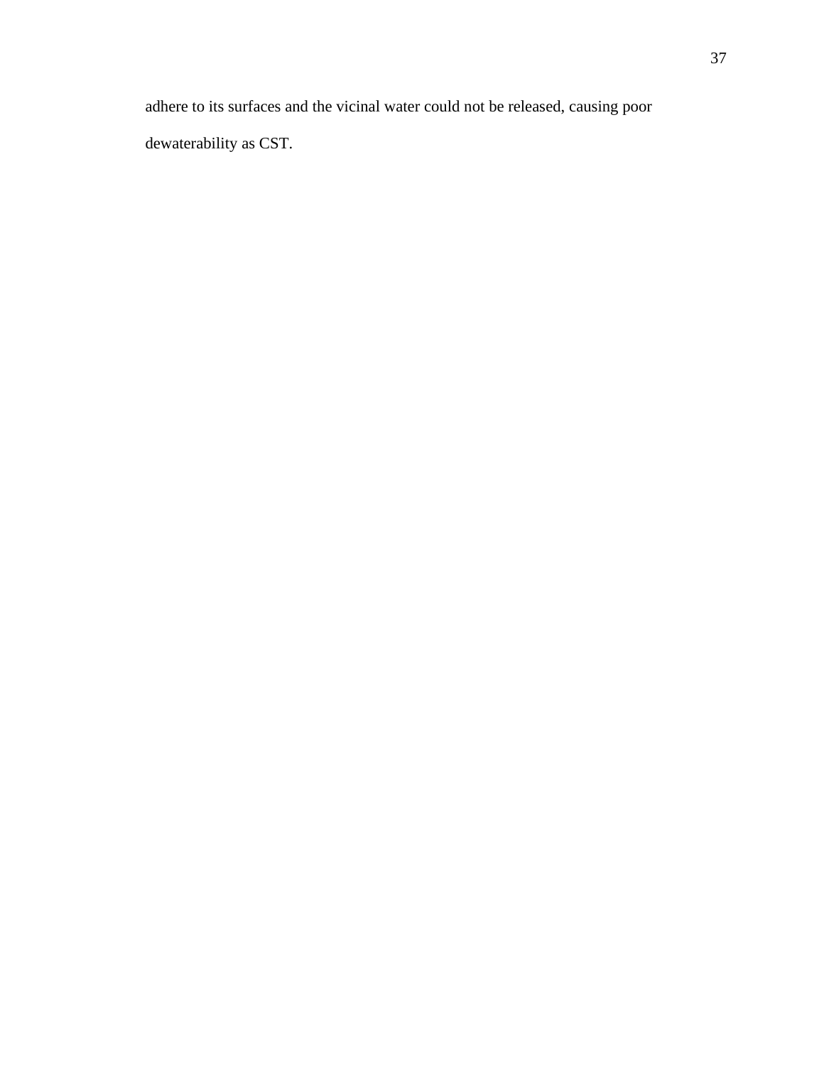adhere to its surfaces and the vicinal water could not be released, causing poor dewaterability as CST.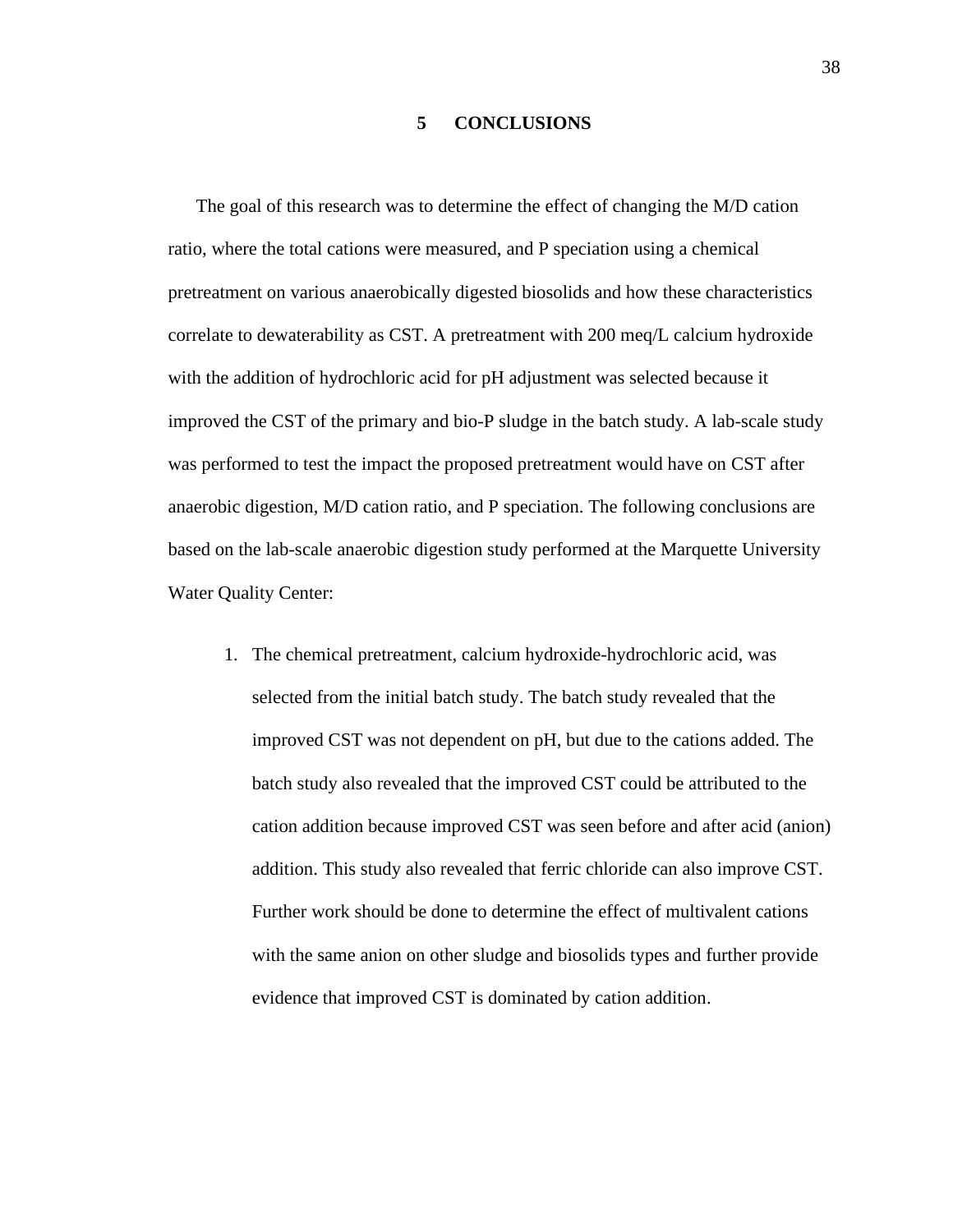# 5 CONCLUSIONS

The goal of this research was to determine the effect of changing the M/D cation ratio, where the total cations were measured, and P speciation using a chemical pretreatment on various anaerobically digested biosolids and how these characteristics correlate to dewaterability as CST. A pretreatment with 200 meq/L calcium hydroxide with the addition of hydrochloric acid for pH adjustment was selected because it improved the CST of the primary and bio-P sludge in the batch study. A lab-scale study was performed to test the impact the proposed pretreatment would have on CST after anaerobic digestion, M/D cation ratio, and P speciation. The following conclusions are based on the lab-scale anaerobic digestion study performed at the Marquette University Water Quality Center:

1. The chemical pretreatment, calcium hydroxide-hydrochloric acid, was selected from the initial batch study. The batch study revealed that the improved CST was not dependent on pH, but due to the cations added. The batch study also revealed that the improved CST could be attributed to the cation addition because improved CST was seen before and after acid (anion) addition. This study also revealed that ferric chloride can also improve CST. Further work should be done to determine the effect of multivalent cations with the same anion on other sludge and biosolids types and further provide evidence that improved CST is dominated by cation addition.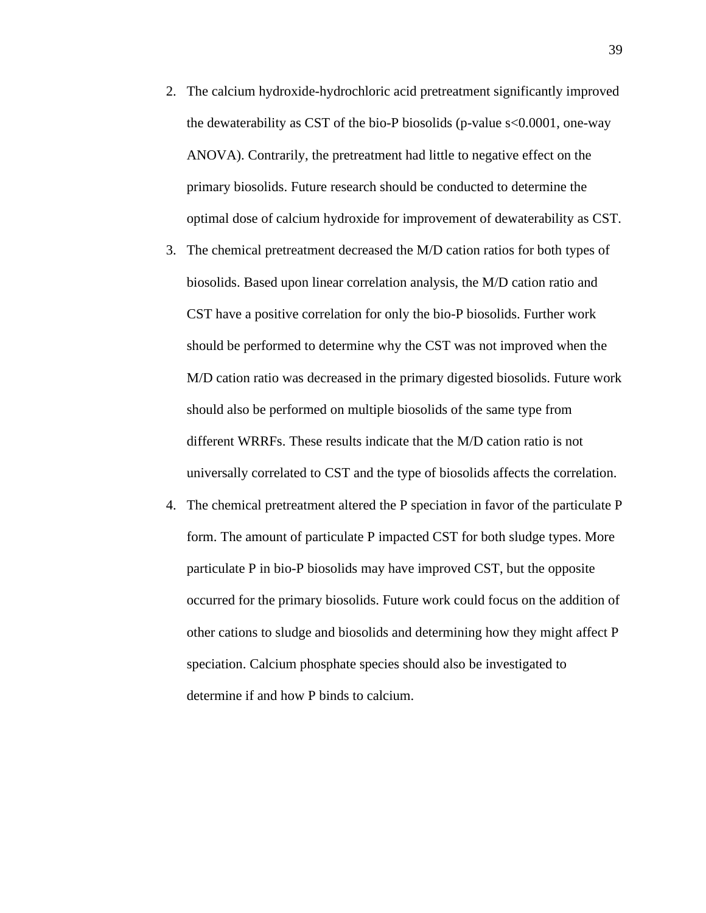2. The calcium hydroxide-hydrochloric acid pretreatment significantly improved the dewaterability as CST of the bio-P biosolids (p-value s<0.0001, one-way ANOVA). Contrarily, the pretreatment had little to negative effect on the primary biosolids. Future research should be conducted to determine the optimal dose of calcium hydroxide for improvement of dewaterability as CST.
3. The chemical pretreatment decreased the M/D cation ratios for both types of biosolids. Based upon linear correlation analysis, the M/D cation ratio and CST have a positive correlation for only the bio-P biosolids. Further work should be performed to determine why the CST was not improved when the M/D cation ratio was decreased in the primary digested biosolids. Future work should also be performed on multiple biosolids of the same type from different WRRFs. These results indicate that the M/D cation ratio is not universally correlated to CST and the type of biosolids affects the correlation.
4. The chemical pretreatment altered the P speciation in favor of the particulate P form. The amount of particulate P impacted CST for both sludge types. More particulate P in bio-P biosolids may have improved CST, but the opposite occurred for the primary biosolids. Future work could focus on the addition of other cations to sludge and biosolids and determining how they might affect P speciation. Calcium phosphate species should also be investigated to determine if and how P binds to calcium.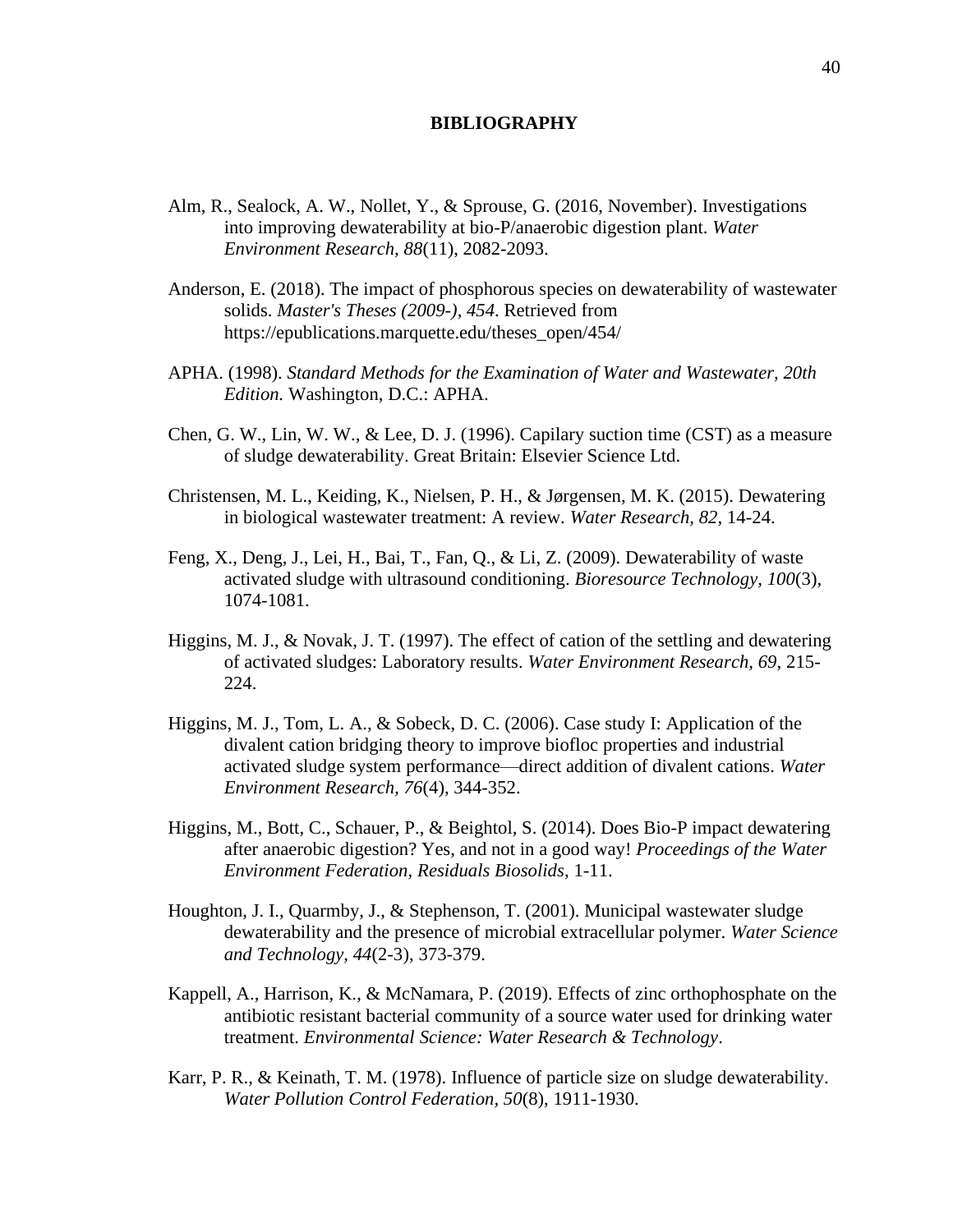# BIBLIOGRAPHY

Alm, R., Sealock, A. W., Nollet, Y., & Sprouse, G. (2016, November). Investigations into improving dewaterability at bio-P/anaerobic digestion plant. *Water Environment Research, 88*(11), 2082-2093.

Anderson, E. (2018). The impact of phosphorous species on dewaterability of wastewater solids. *Master's Theses (2009-), 454*. Retrieved from https://epublications.marquette.edu/theses_open/454/

APHA. (1998). *Standard Methods for the Examination of Water and Wastewater, 20th Edition.* Washington, D.C.: APHA.

Chen, G. W., Lin, W. W., & Lee, D. J. (1996). Capilary suction time (CST) as a measure of sludge dewaterability. Great Britain: Elsevier Science Ltd.

Christensen, M. L., Keiding, K., Nielsen, P. H., & Jørgensen, M. K. (2015). Dewatering in biological wastewater treatment: A review. *Water Research, 82*, 14-24.

Feng, X., Deng, J., Lei, H., Bai, T., Fan, Q., & Li, Z. (2009). Dewaterability of waste activated sludge with ultrasound conditioning. *Bioresource Technology, 100*(3), 1074-1081.

Higgins, M. J., & Novak, J. T. (1997). The effect of cation of the settling and dewatering of activated sludges: Laboratory results. *Water Environment Research, 69*, 215-224.

Higgins, M. J., Tom, L. A., & Sobeck, D. C. (2006). Case study I: Application of the divalent cation bridging theory to improve biofloc properties and industrial activated sludge system performance—direct addition of divalent cations. *Water Environment Research, 76*(4), 344-352.

Higgins, M., Bott, C., Schauer, P., & Beightol, S. (2014). Does Bio-P impact dewatering after anaerobic digestion? Yes, and not in a good way! *Proceedings of the Water Environment Federation, Residuals Biosolids*, 1-11.

Houghton, J. I., Quarmby, J., & Stephenson, T. (2001). Municipal wastewater sludge dewaterability and the presence of microbial extracellular polymer. *Water Science and Technology, 44*(2-3), 373-379.

Kappell, A., Harrison, K., & McNamara, P. (2019). Effects of zinc orthophosphate on the antibiotic resistant bacterial community of a source water used for drinking water treatment. *Environmental Science: Water Research & Technology*.

Karr, P. R., & Keinath, T. M. (1978). Influence of particle size on sludge dewaterability. *Water Pollution Control Federation, 50*(8), 1911-1930.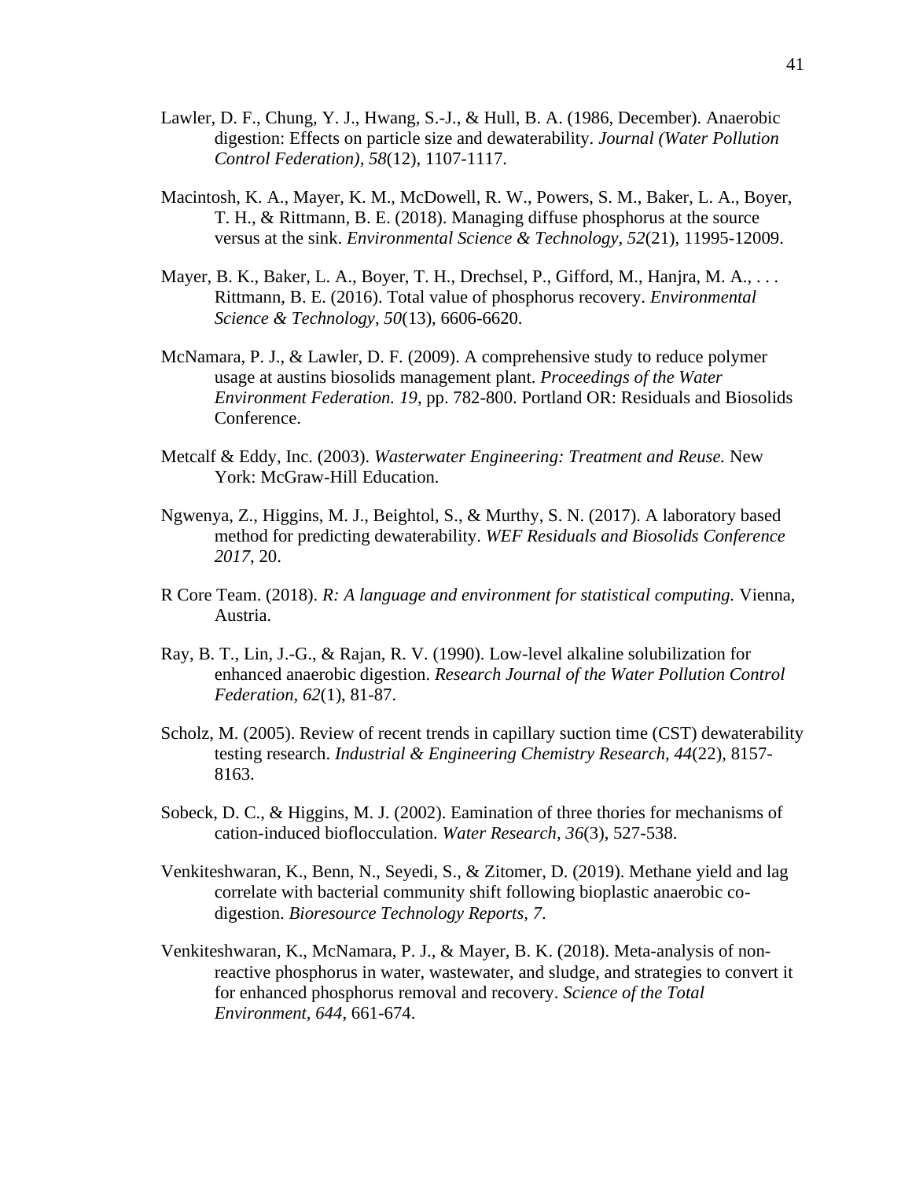Lawler, D. F., Chung, Y. J., Hwang, S.-J., & Hull, B. A. (1986, December). Anaerobic digestion: Effects on particle size and dewaterability. *Journal (Water Pollution Control Federation), 58*(12), 1107-1117.

Macintosh, K. A., Mayer, K. M., McDowell, R. W., Powers, S. M., Baker, L. A., Boyer, T. H., & Rittmann, B. E. (2018). Managing diffuse phosphorus at the source versus at the sink. *Environmental Science & Technology, 52*(21), 11995-12009.

Mayer, B. K., Baker, L. A., Boyer, T. H., Drechsel, P., Gifford, M., Hanjra, M. A., . . . Rittmann, B. E. (2016). Total value of phosphorus recovery. *Environmental Science & Technology, 50*(13), 6606-6620.

McNamara, P. J., & Lawler, D. F. (2009). A comprehensive study to reduce polymer usage at austins biosolids management plant. *Proceedings of the Water Environment Federation. 19*, pp. 782-800. Portland OR: Residuals and Biosolids Conference.

Metcalf & Eddy, Inc. (2003). *Wasterwater Engineering: Treatment and Reuse.* New York: McGraw-Hill Education.

Ngwenya, Z., Higgins, M. J., Beightol, S., & Murthy, S. N. (2017). A laboratory based method for predicting dewaterability. *WEF Residuals and Biosolids Conference 2017*, 20.

R Core Team. (2018). *R: A language and environment for statistical computing.* Vienna, Austria.

Ray, B. T., Lin, J.-G., & Rajan, R. V. (1990). Low-level alkaline solubilization for enhanced anaerobic digestion. *Research Journal of the Water Pollution Control Federation, 62*(1), 81-87.

Scholz, M. (2005). Review of recent trends in capillary suction time (CST) dewaterability testing research. *Industrial & Engineering Chemistry Research, 44*(22), 8157-8163.

Sobeck, D. C., & Higgins, M. J. (2002). Eamination of three thories for mechanisms of cation-induced bioflocculation. *Water Research, 36*(3), 527-538.

Venkiteshwaran, K., Benn, N., Seyedi, S., & Zitomer, D. (2019). Methane yield and lag correlate with bacterial community shift following bioplastic anaerobic co-digestion. *Bioresource Technology Reports, 7*.

Venkiteshwaran, K., McNamara, P. J., & Mayer, B. K. (2018). Meta-analysis of non-reactive phosphorus in water, wastewater, and sludge, and strategies to convert it for enhanced phosphorus removal and recovery. *Science of the Total Environment, 644*, 661-674.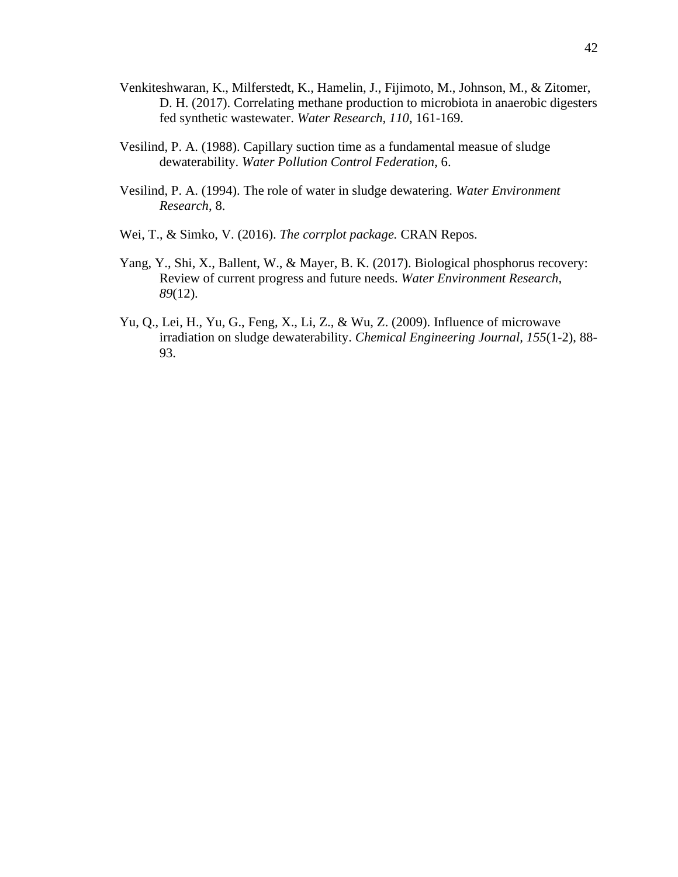Venkiteshwaran, K., Milferstedt, K., Hamelin, J., Fijimoto, M., Johnson, M., & Zitomer, D. H. (2017). Correlating methane production to microbiota in anaerobic digesters fed synthetic wastewater. *Water Research, 110*, 161-169.

Vesilind, P. A. (1988). Capillary suction time as a fundamental measue of sludge dewaterability. *Water Pollution Control Federation*, 6.

Vesilind, P. A. (1994). The role of water in sludge dewatering. *Water Environment Research*, 8.

Wei, T., & Simko, V. (2016). *The corrplot package.* CRAN Repos.

Yang, Y., Shi, X., Ballent, W., & Mayer, B. K. (2017). Biological phosphorus recovery: Review of current progress and future needs. *Water Environment Research, 89*(12).

Yu, Q., Lei, H., Yu, G., Feng, X., Li, Z., & Wu, Z. (2009). Influence of microwave irradiation on sludge dewaterability. *Chemical Engineering Journal, 155*(1-2), 88-93.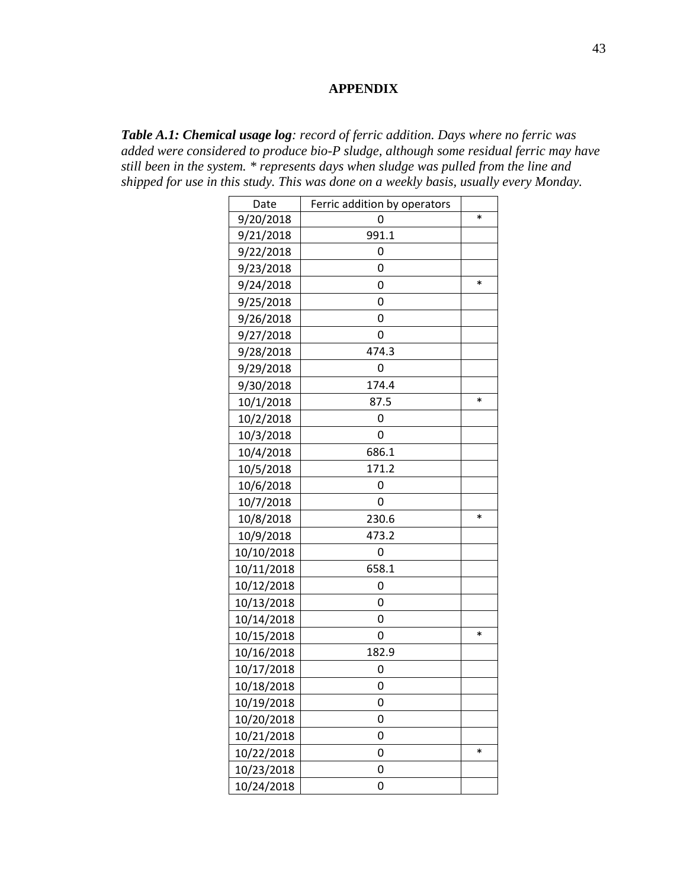# APPENDIX

***Table A.1: Chemical usage log****: record of ferric addition. Days where no ferric was added were considered to produce bio-P sludge, although some residual ferric may have still been in the system. * represents days when sludge was pulled from the line and shipped for use in this study. This was done on a weekly basis, usually every Monday.*

| Date | Ferric addition by operators | |
|---|---|---|
| 9/20/2018 | 0 | * |
| 9/21/2018 | 991.1 | |
| 9/22/2018 | 0 | |
| 9/23/2018 | 0 | |
| 9/24/2018 | 0 | * |
| 9/25/2018 | 0 | |
| 9/26/2018 | 0 | |
| 9/27/2018 | 0 | |
| 9/28/2018 | 474.3 | |
| 9/29/2018 | 0 | |
| 9/30/2018 | 174.4 | |
| 10/1/2018 | 87.5 | * |
| 10/2/2018 | 0 | |
| 10/3/2018 | 0 | |
| 10/4/2018 | 686.1 | |
| 10/5/2018 | 171.2 | |
| 10/6/2018 | 0 | |
| 10/7/2018 | 0 | |
| 10/8/2018 | 230.6 | * |
| 10/9/2018 | 473.2 | |
| 10/10/2018 | 0 | |
| 10/11/2018 | 658.1 | |
| 10/12/2018 | 0 | |
| 10/13/2018 | 0 | |
| 10/14/2018 | 0 | |
| 10/15/2018 | 0 | * |
| 10/16/2018 | 182.9 | |
| 10/17/2018 | 0 | |
| 10/18/2018 | 0 | |
| 10/19/2018 | 0 | |
| 10/20/2018 | 0 | |
| 10/21/2018 | 0 | |
| 10/22/2018 | 0 | * |
| 10/23/2018 | 0 | |
| 10/24/2018 | 0 | |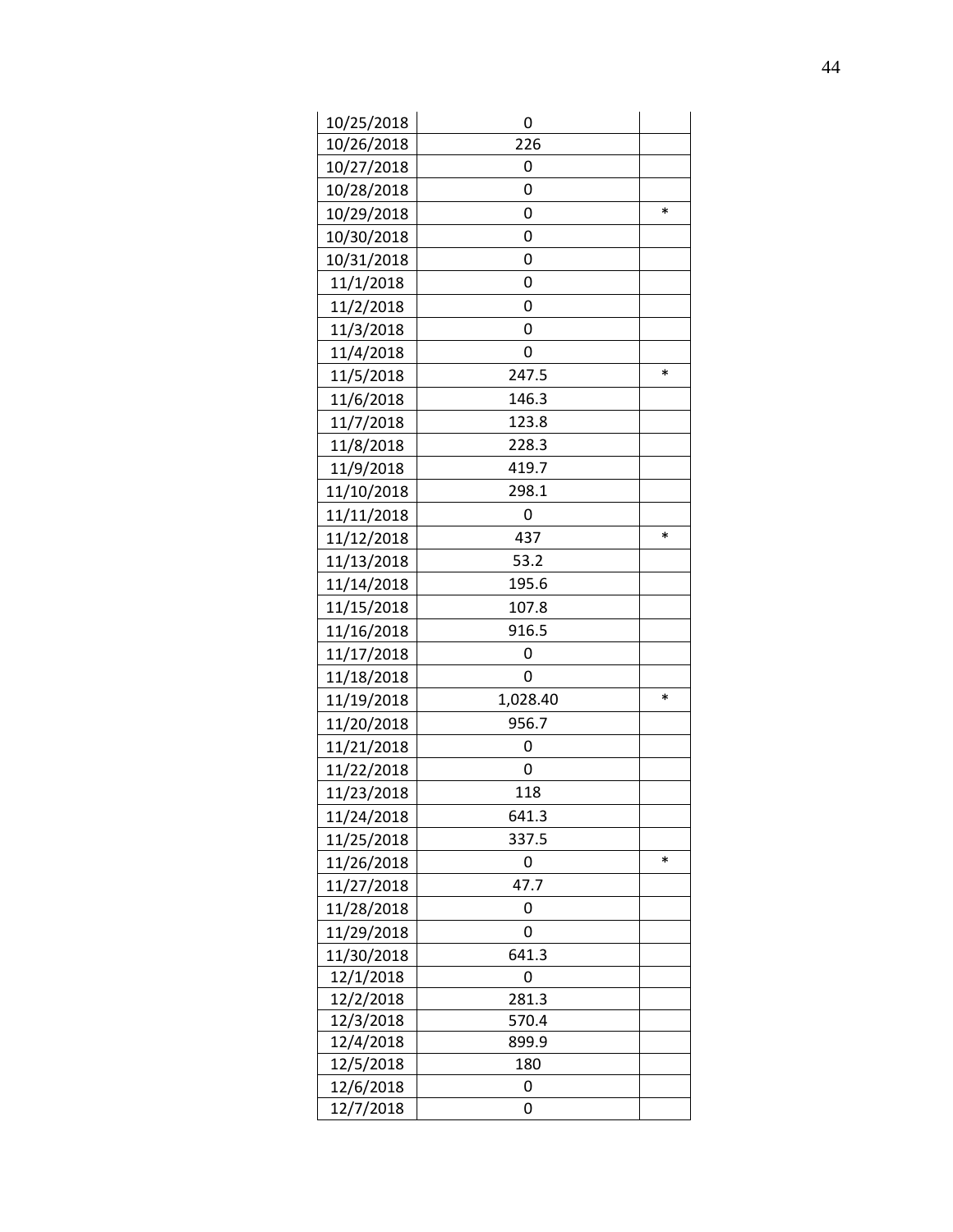| | | |
|---|---|---|
| 10/25/2018 | 0 | |
| 10/26/2018 | 226 | |
| 10/27/2018 | 0 | |
| 10/28/2018 | 0 | |
| 10/29/2018 | 0 | * |
| 10/30/2018 | 0 | |
| 10/31/2018 | 0 | |
| 11/1/2018 | 0 | |
| 11/2/2018 | 0 | |
| 11/3/2018 | 0 | |
| 11/4/2018 | 0 | |
| 11/5/2018 | 247.5 | * |
| 11/6/2018 | 146.3 | |
| 11/7/2018 | 123.8 | |
| 11/8/2018 | 228.3 | |
| 11/9/2018 | 419.7 | |
| 11/10/2018 | 298.1 | |
| 11/11/2018 | 0 | |
| 11/12/2018 | 437 | * |
| 11/13/2018 | 53.2 | |
| 11/14/2018 | 195.6 | |
| 11/15/2018 | 107.8 | |
| 11/16/2018 | 916.5 | |
| 11/17/2018 | 0 | |
| 11/18/2018 | 0 | |
| 11/19/2018 | 1,028.40 | * |
| 11/20/2018 | 956.7 | |
| 11/21/2018 | 0 | |
| 11/22/2018 | 0 | |
| 11/23/2018 | 118 | |
| 11/24/2018 | 641.3 | |
| 11/25/2018 | 337.5 | |
| 11/26/2018 | 0 | * |
| 11/27/2018 | 47.7 | |
| 11/28/2018 | 0 | |
| 11/29/2018 | 0 | |
| 11/30/2018 | 641.3 | |
| 12/1/2018 | 0 | |
| 12/2/2018 | 281.3 | |
| 12/3/2018 | 570.4 | |
| 12/4/2018 | 899.9 | |
| 12/5/2018 | 180 | |
| 12/6/2018 | 0 | |
| 12/7/2018 | 0 | |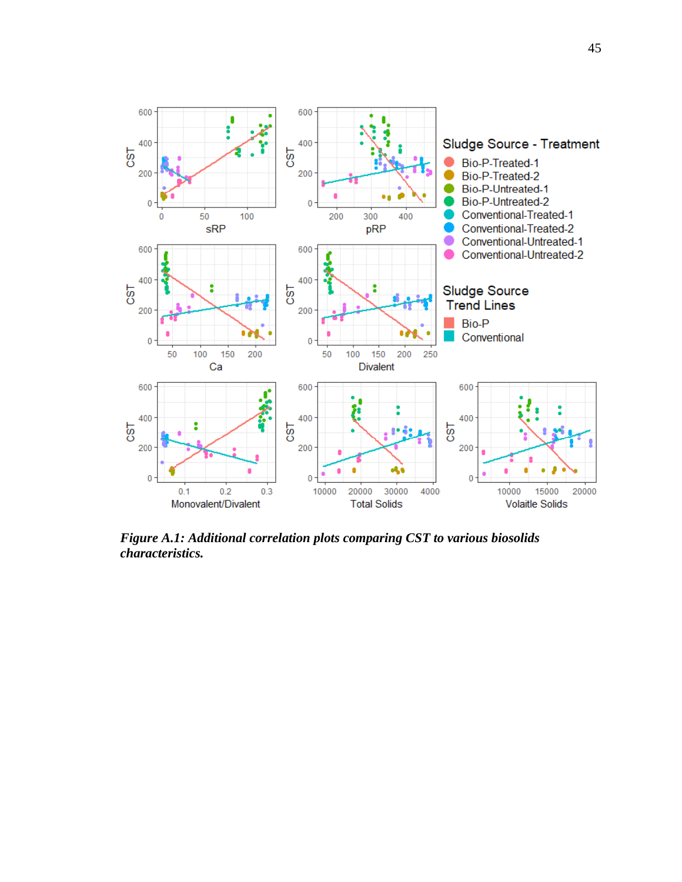*Figure A.1: Additional correlation plots comparing CST to various biosolids characteristics.*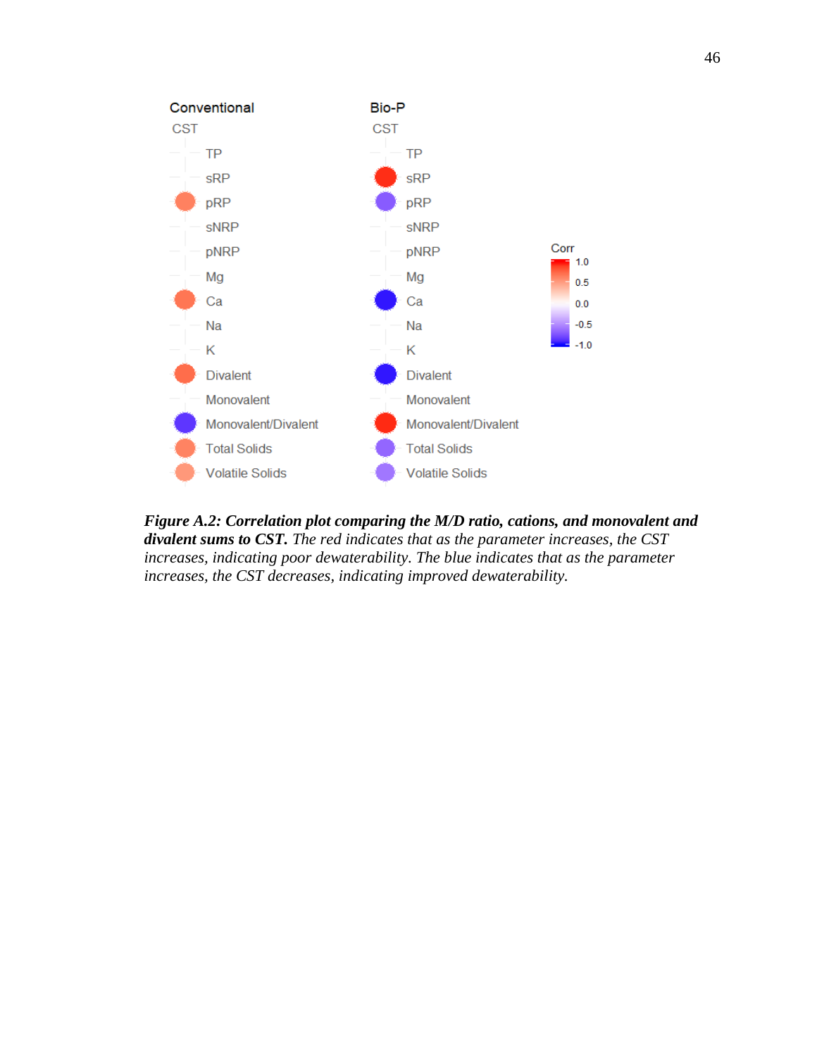Conventional

CST

TP

sRP

pRP

sNRP

pNRP

Mg

Ca

Na

K

Divalent

Monovalent

Monovalent/Divalent

Total Solids

Volatile Solids

Bio-P

CST

TP

sRP

pRP

sNRP

pNRP

Mg

Ca

Na

K

Divalent

Monovalent

Monovalent/Divalent

Total Solids

Volatile Solids

Corr

1.0

0.5

0.0

-0.5

-1.0

***Figure A.2: Correlation plot comparing the M/D ratio, cations, and monovalent and divalent sums to CST.*** *The red indicates that as the parameter increases, the CST increases, indicating poor dewaterability. The blue indicates that as the parameter increases, the CST decreases, indicating improved dewaterability.*